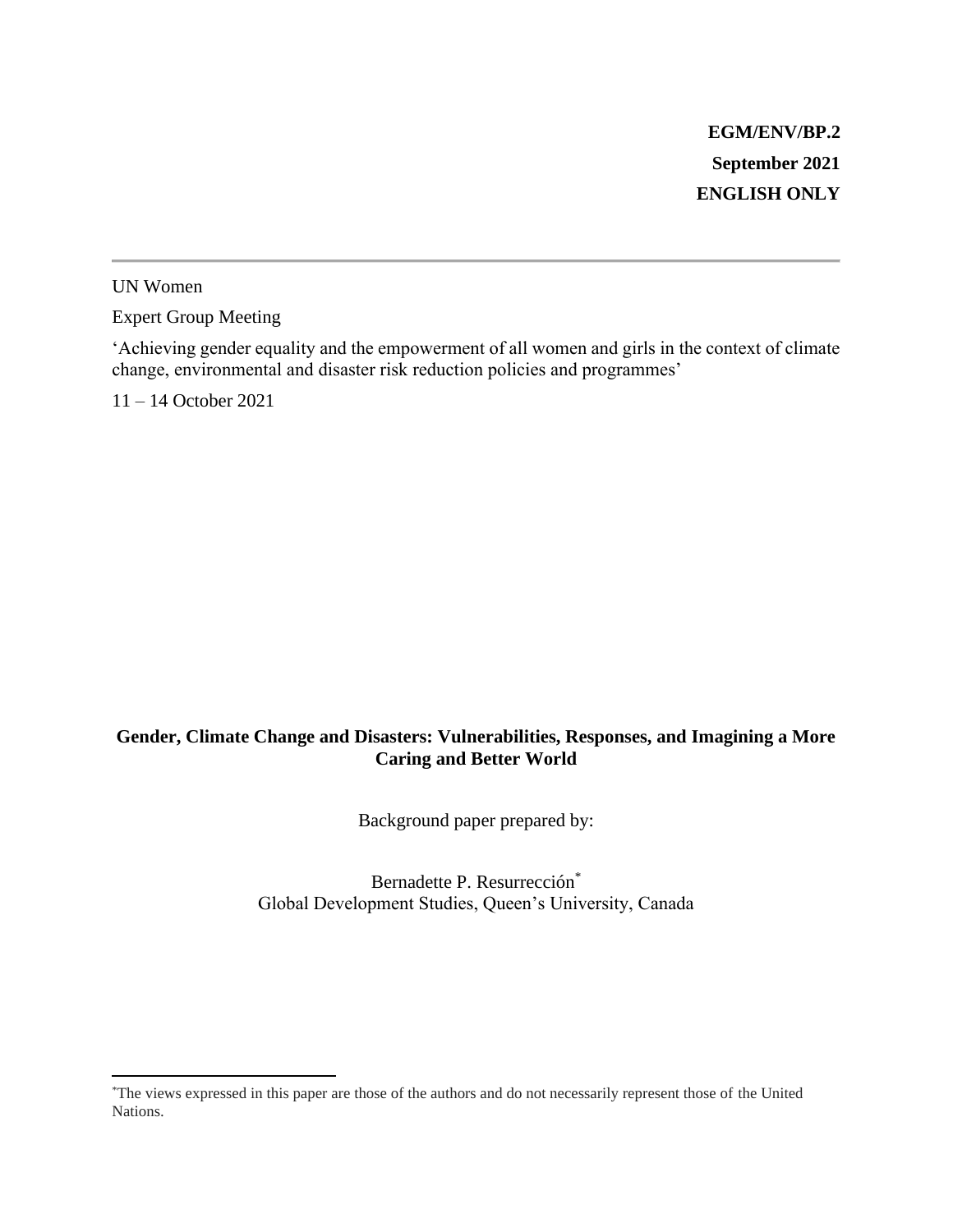**EGM/ENV/BP.2**
**September 2021**
**ENGLISH ONLY**

---

UN Women

Expert Group Meeting

'Achieving gender equality and the empowerment of all women and girls in the context of climate change, environmental and disaster risk reduction policies and programmes'

11 – 14 October 2021

**Gender, Climate Change and Disasters: Vulnerabilities, Responses, and Imagining a More Caring and Better World**

Background paper prepared by:

Bernadette P. Resurrección[*]
Global Development Studies, Queen's University, Canada

---

[*]The views expressed in this paper are those of the authors and do not necessarily represent those of the United Nations.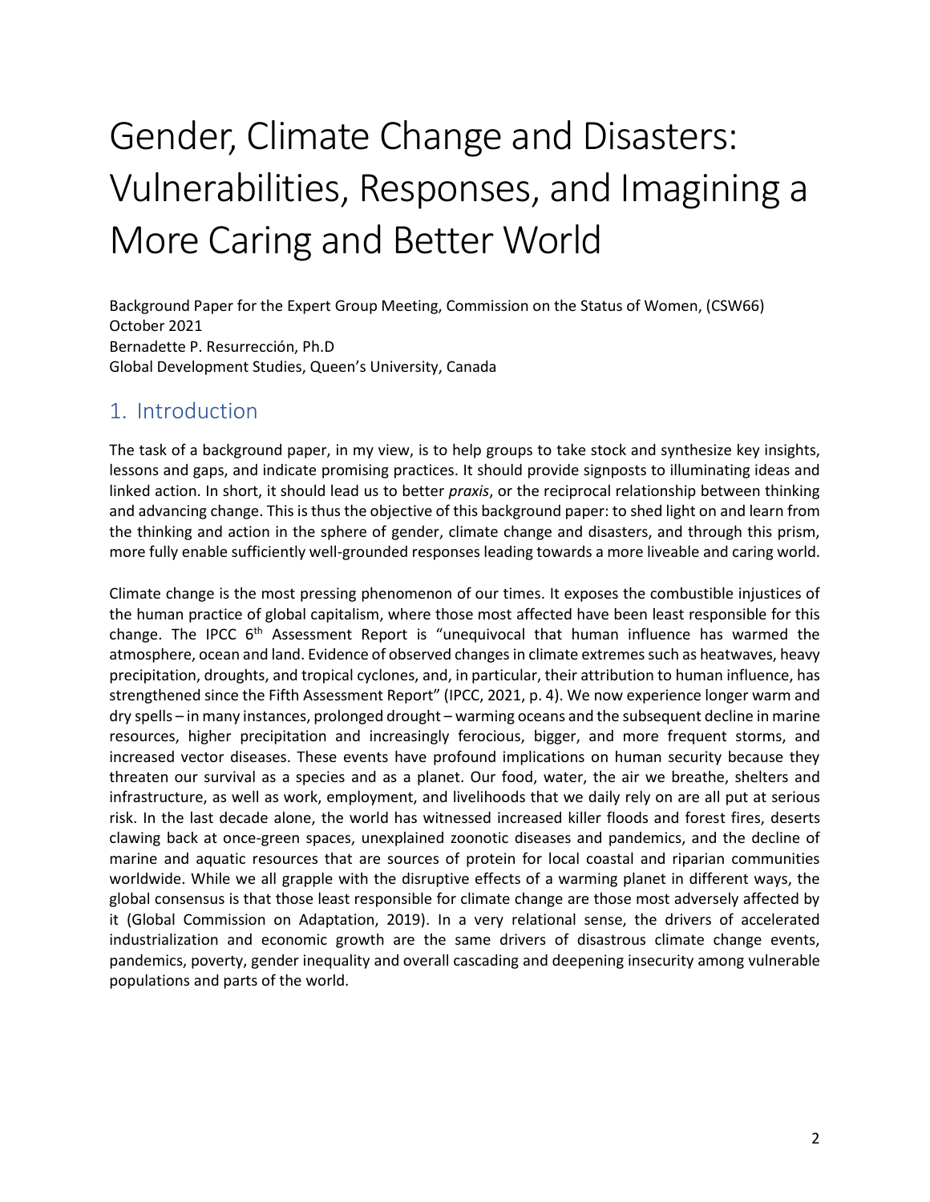# Gender, Climate Change and Disasters: Vulnerabilities, Responses, and Imagining a More Caring and Better World

Background Paper for the Expert Group Meeting, Commission on the Status of Women, (CSW66)
October 2021
Bernadette P. Resurrección, Ph.D
Global Development Studies, Queen's University, Canada

## 1. Introduction

The task of a background paper, in my view, is to help groups to take stock and synthesize key insights, lessons and gaps, and indicate promising practices. It should provide signposts to illuminating ideas and linked action. In short, it should lead us to better *praxis*, or the reciprocal relationship between thinking and advancing change. This is thus the objective of this background paper: to shed light on and learn from the thinking and action in the sphere of gender, climate change and disasters, and through this prism, more fully enable sufficiently well-grounded responses leading towards a more liveable and caring world.

Climate change is the most pressing phenomenon of our times. It exposes the combustible injustices of the human practice of global capitalism, where those most affected have been least responsible for this change. The IPCC 6th Assessment Report is "unequivocal that human influence has warmed the atmosphere, ocean and land. Evidence of observed changes in climate extremes such as heatwaves, heavy precipitation, droughts, and tropical cyclones, and, in particular, their attribution to human influence, has strengthened since the Fifth Assessment Report" (IPCC, 2021, p. 4). We now experience longer warm and dry spells – in many instances, prolonged drought – warming oceans and the subsequent decline in marine resources, higher precipitation and increasingly ferocious, bigger, and more frequent storms, and increased vector diseases. These events have profound implications on human security because they threaten our survival as a species and as a planet. Our food, water, the air we breathe, shelters and infrastructure, as well as work, employment, and livelihoods that we daily rely on are all put at serious risk. In the last decade alone, the world has witnessed increased killer floods and forest fires, deserts clawing back at once-green spaces, unexplained zoonotic diseases and pandemics, and the decline of marine and aquatic resources that are sources of protein for local coastal and riparian communities worldwide. While we all grapple with the disruptive effects of a warming planet in different ways, the global consensus is that those least responsible for climate change are those most adversely affected by it (Global Commission on Adaptation, 2019). In a very relational sense, the drivers of accelerated industrialization and economic growth are the same drivers of disastrous climate change events, pandemics, poverty, gender inequality and overall cascading and deepening insecurity among vulnerable populations and parts of the world.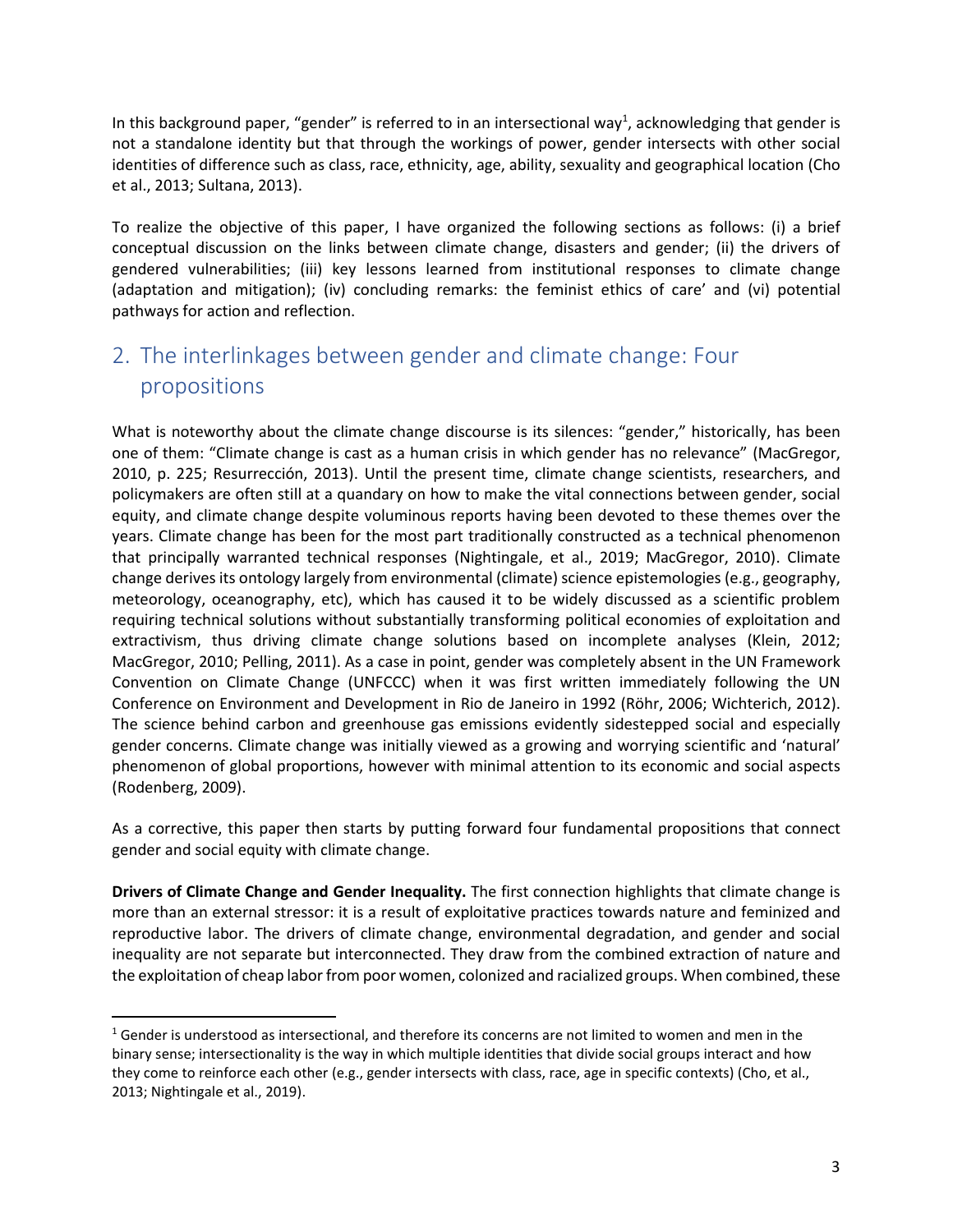In this background paper, "gender" is referred to in an intersectional way[1], acknowledging that gender is not a standalone identity but that through the workings of power, gender intersects with other social identities of difference such as class, race, ethnicity, age, ability, sexuality and geographical location (Cho et al., 2013; Sultana, 2013).

To realize the objective of this paper, I have organized the following sections as follows: (i) a brief conceptual discussion on the links between climate change, disasters and gender; (ii) the drivers of gendered vulnerabilities; (iii) key lessons learned from institutional responses to climate change (adaptation and mitigation); (iv) concluding remarks: the feminist ethics of care' and (vi) potential pathways for action and reflection.

## 2. The interlinkages between gender and climate change: Four propositions

What is noteworthy about the climate change discourse is its silences: "gender," historically, has been one of them: "Climate change is cast as a human crisis in which gender has no relevance" (MacGregor, 2010, p. 225; Resurrección, 2013). Until the present time, climate change scientists, researchers, and policymakers are often still at a quandary on how to make the vital connections between gender, social equity, and climate change despite voluminous reports having been devoted to these themes over the years. Climate change has been for the most part traditionally constructed as a technical phenomenon that principally warranted technical responses (Nightingale, et al., 2019; MacGregor, 2010). Climate change derives its ontology largely from environmental (climate) science epistemologies (e.g., geography, meteorology, oceanography, etc), which has caused it to be widely discussed as a scientific problem requiring technical solutions without substantially transforming political economies of exploitation and extractivism, thus driving climate change solutions based on incomplete analyses (Klein, 2012; MacGregor, 2010; Pelling, 2011). As a case in point, gender was completely absent in the UN Framework Convention on Climate Change (UNFCCC) when it was first written immediately following the UN Conference on Environment and Development in Rio de Janeiro in 1992 (Röhr, 2006; Wichterich, 2012). The science behind carbon and greenhouse gas emissions evidently sidestepped social and especially gender concerns. Climate change was initially viewed as a growing and worrying scientific and 'natural' phenomenon of global proportions, however with minimal attention to its economic and social aspects (Rodenberg, 2009).

As a corrective, this paper then starts by putting forward four fundamental propositions that connect gender and social equity with climate change.

**Drivers of Climate Change and Gender Inequality.** The first connection highlights that climate change is more than an external stressor: it is a result of exploitative practices towards nature and feminized and reproductive labor. The drivers of climate change, environmental degradation, and gender and social inequality are not separate but interconnected. They draw from the combined extraction of nature and the exploitation of cheap labor from poor women, colonized and racialized groups. When combined, these

[1] Gender is understood as intersectional, and therefore its concerns are not limited to women and men in the binary sense; intersectionality is the way in which multiple identities that divide social groups interact and how they come to reinforce each other (e.g., gender intersects with class, race, age in specific contexts) (Cho, et al., 2013; Nightingale et al., 2019).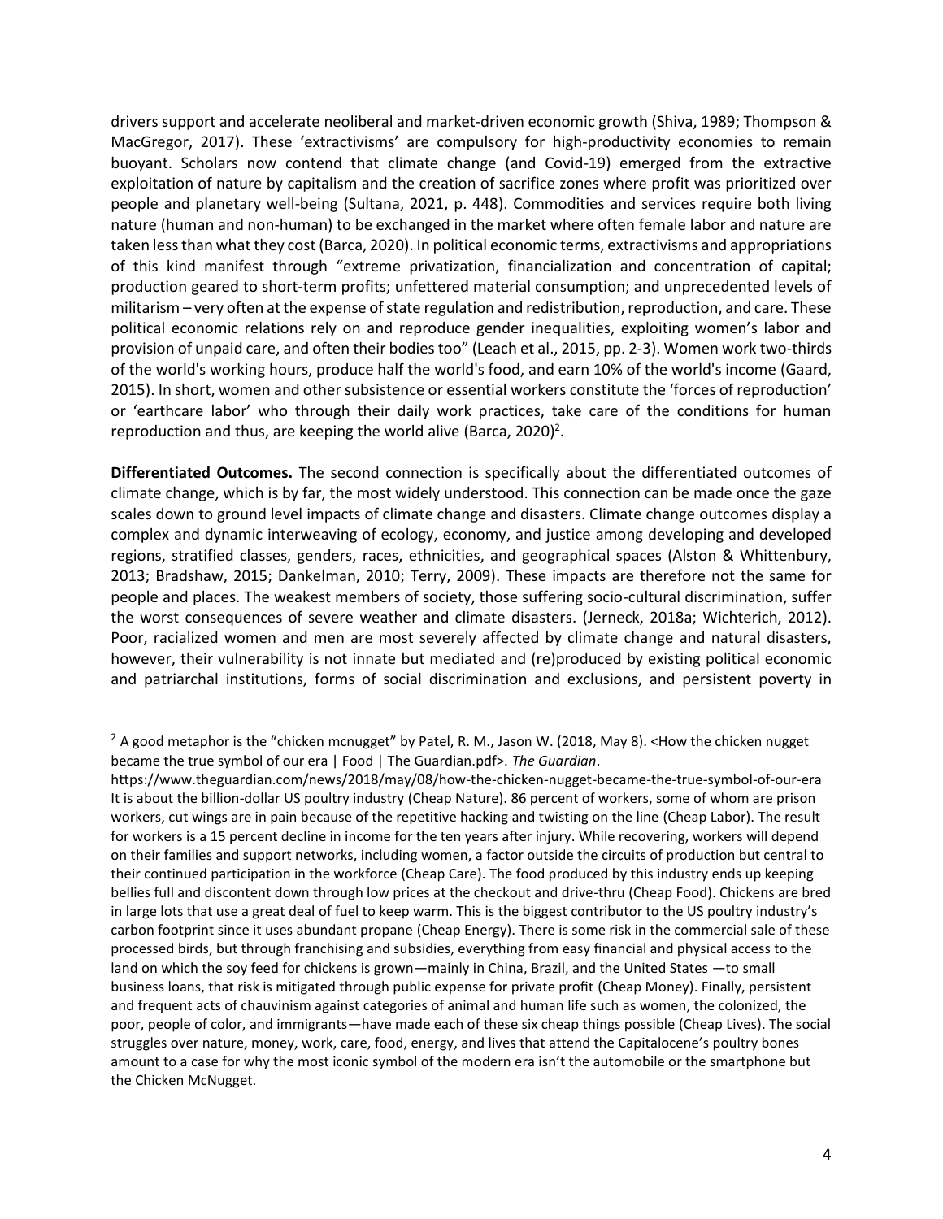drivers support and accelerate neoliberal and market-driven economic growth (Shiva, 1989; Thompson & MacGregor, 2017). These 'extractivisms' are compulsory for high-productivity economies to remain buoyant. Scholars now contend that climate change (and Covid-19) emerged from the extractive exploitation of nature by capitalism and the creation of sacrifice zones where profit was prioritized over people and planetary well-being (Sultana, 2021, p. 448). Commodities and services require both living nature (human and non-human) to be exchanged in the market where often female labor and nature are taken less than what they cost (Barca, 2020). In political economic terms, extractivisms and appropriations of this kind manifest through "extreme privatization, financialization and concentration of capital; production geared to short-term profits; unfettered material consumption; and unprecedented levels of militarism – very often at the expense of state regulation and redistribution, reproduction, and care. These political economic relations rely on and reproduce gender inequalities, exploiting women's labor and provision of unpaid care, and often their bodies too" (Leach et al., 2015, pp. 2-3). Women work two-thirds of the world's working hours, produce half the world's food, and earn 10% of the world's income (Gaard, 2015). In short, women and other subsistence or essential workers constitute the 'forces of reproduction' or 'earthcare labor' who through their daily work practices, take care of the conditions for human reproduction and thus, are keeping the world alive (Barca, 2020)[2].

**Differentiated Outcomes.** The second connection is specifically about the differentiated outcomes of climate change, which is by far, the most widely understood. This connection can be made once the gaze scales down to ground level impacts of climate change and disasters. Climate change outcomes display a complex and dynamic interweaving of ecology, economy, and justice among developing and developed regions, stratified classes, genders, races, ethnicities, and geographical spaces (Alston & Whittenbury, 2013; Bradshaw, 2015; Dankelman, 2010; Terry, 2009). These impacts are therefore not the same for people and places. The weakest members of society, those suffering socio-cultural discrimination, suffer the worst consequences of severe weather and climate disasters. (Jerneck, 2018a; Wichterich, 2012). Poor, racialized women and men are most severely affected by climate change and natural disasters, however, their vulnerability is not innate but mediated and (re)produced by existing political economic and patriarchal institutions, forms of social discrimination and exclusions, and persistent poverty in

---

[2] A good metaphor is the "chicken mcnugget" by Patel, R. M., Jason W. (2018, May 8). <How the chicken nugget became the true symbol of our era | Food | The Guardian.pdf>. *The Guardian*. https://www.theguardian.com/news/2018/may/08/how-the-chicken-nugget-became-the-true-symbol-of-our-era It is about the billion-dollar US poultry industry (Cheap Nature). 86 percent of workers, some of whom are prison workers, cut wings are in pain because of the repetitive hacking and twisting on the line (Cheap Labor). The result for workers is a 15 percent decline in income for the ten years after injury. While recovering, workers will depend on their families and support networks, including women, a factor outside the circuits of production but central to their continued participation in the workforce (Cheap Care). The food produced by this industry ends up keeping bellies full and discontent down through low prices at the checkout and drive-thru (Cheap Food). Chickens are bred in large lots that use a great deal of fuel to keep warm. This is the biggest contributor to the US poultry industry's carbon footprint since it uses abundant propane (Cheap Energy). There is some risk in the commercial sale of these processed birds, but through franchising and subsidies, everything from easy financial and physical access to the land on which the soy feed for chickens is grown—mainly in China, Brazil, and the United States —to small business loans, that risk is mitigated through public expense for private profit (Cheap Money). Finally, persistent and frequent acts of chauvinism against categories of animal and human life such as women, the colonized, the poor, people of color, and immigrants—have made each of these six cheap things possible (Cheap Lives). The social struggles over nature, money, work, care, food, energy, and lives that attend the Capitalocene's poultry bones amount to a case for why the most iconic symbol of the modern era isn't the automobile or the smartphone but the Chicken McNugget.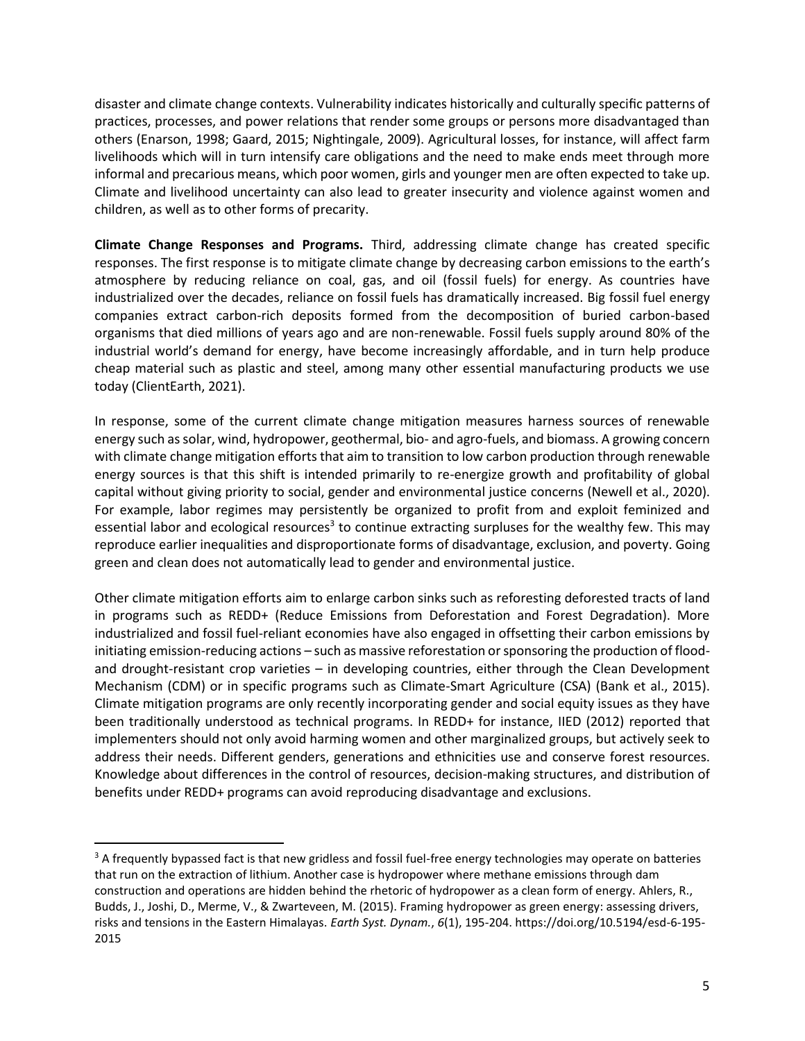disaster and climate change contexts. Vulnerability indicates historically and culturally specific patterns of practices, processes, and power relations that render some groups or persons more disadvantaged than others (Enarson, 1998; Gaard, 2015; Nightingale, 2009). Agricultural losses, for instance, will affect farm livelihoods which will in turn intensify care obligations and the need to make ends meet through more informal and precarious means, which poor women, girls and younger men are often expected to take up. Climate and livelihood uncertainty can also lead to greater insecurity and violence against women and children, as well as to other forms of precarity.

**Climate Change Responses and Programs.** Third, addressing climate change has created specific responses. The first response is to mitigate climate change by decreasing carbon emissions to the earth's atmosphere by reducing reliance on coal, gas, and oil (fossil fuels) for energy. As countries have industrialized over the decades, reliance on fossil fuels has dramatically increased. Big fossil fuel energy companies extract carbon-rich deposits formed from the decomposition of buried carbon-based organisms that died millions of years ago and are non-renewable. Fossil fuels supply around 80% of the industrial world's demand for energy, have become increasingly affordable, and in turn help produce cheap material such as plastic and steel, among many other essential manufacturing products we use today (ClientEarth, 2021).

In response, some of the current climate change mitigation measures harness sources of renewable energy such as solar, wind, hydropower, geothermal, bio- and agro-fuels, and biomass. A growing concern with climate change mitigation efforts that aim to transition to low carbon production through renewable energy sources is that this shift is intended primarily to re-energize growth and profitability of global capital without giving priority to social, gender and environmental justice concerns (Newell et al., 2020). For example, labor regimes may persistently be organized to profit from and exploit feminized and essential labor and ecological resources[3] to continue extracting surpluses for the wealthy few. This may reproduce earlier inequalities and disproportionate forms of disadvantage, exclusion, and poverty. Going green and clean does not automatically lead to gender and environmental justice.

Other climate mitigation efforts aim to enlarge carbon sinks such as reforesting deforested tracts of land in programs such as REDD+ (Reduce Emissions from Deforestation and Forest Degradation). More industrialized and fossil fuel-reliant economies have also engaged in offsetting their carbon emissions by initiating emission-reducing actions – such as massive reforestation or sponsoring the production of flood- and drought-resistant crop varieties – in developing countries, either through the Clean Development Mechanism (CDM) or in specific programs such as Climate-Smart Agriculture (CSA) (Bank et al., 2015). Climate mitigation programs are only recently incorporating gender and social equity issues as they have been traditionally understood as technical programs. In REDD+ for instance, IIED (2012) reported that implementers should not only avoid harming women and other marginalized groups, but actively seek to address their needs. Different genders, generations and ethnicities use and conserve forest resources. Knowledge about differences in the control of resources, decision-making structures, and distribution of benefits under REDD+ programs can avoid reproducing disadvantage and exclusions.

---

[3] A frequently bypassed fact is that new gridless and fossil fuel-free energy technologies may operate on batteries that run on the extraction of lithium. Another case is hydropower where methane emissions through dam construction and operations are hidden behind the rhetoric of hydropower as a clean form of energy. Ahlers, R., Budds, J., Joshi, D., Merme, V., & Zwarteveen, M. (2015). Framing hydropower as green energy: assessing drivers, risks and tensions in the Eastern Himalayas. *Earth Syst. Dynam.*, *6*(1), 195-204. https://doi.org/10.5194/esd-6-195-2015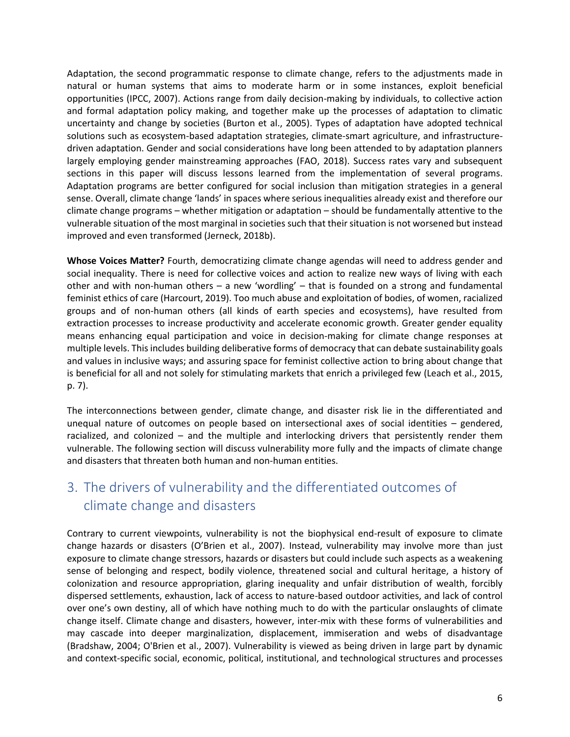Adaptation, the second programmatic response to climate change, refers to the adjustments made in natural or human systems that aims to moderate harm or in some instances, exploit beneficial opportunities (IPCC, 2007). Actions range from daily decision-making by individuals, to collective action and formal adaptation policy making, and together make up the processes of adaptation to climatic uncertainty and change by societies (Burton et al., 2005). Types of adaptation have adopted technical solutions such as ecosystem-based adaptation strategies, climate-smart agriculture, and infrastructure-driven adaptation. Gender and social considerations have long been attended to by adaptation planners largely employing gender mainstreaming approaches (FAO, 2018). Success rates vary and subsequent sections in this paper will discuss lessons learned from the implementation of several programs. Adaptation programs are better configured for social inclusion than mitigation strategies in a general sense. Overall, climate change 'lands' in spaces where serious inequalities already exist and therefore our climate change programs – whether mitigation or adaptation – should be fundamentally attentive to the vulnerable situation of the most marginal in societies such that their situation is not worsened but instead improved and even transformed (Jerneck, 2018b).

**Whose Voices Matter?** Fourth, democratizing climate change agendas will need to address gender and social inequality. There is need for collective voices and action to realize new ways of living with each other and with non-human others – a new 'wordling' – that is founded on a strong and fundamental feminist ethics of care (Harcourt, 2019). Too much abuse and exploitation of bodies, of women, racialized groups and of non-human others (all kinds of earth species and ecosystems), have resulted from extraction processes to increase productivity and accelerate economic growth. Greater gender equality means enhancing equal participation and voice in decision-making for climate change responses at multiple levels. This includes building deliberative forms of democracy that can debate sustainability goals and values in inclusive ways; and assuring space for feminist collective action to bring about change that is beneficial for all and not solely for stimulating markets that enrich a privileged few (Leach et al., 2015, p. 7).

The interconnections between gender, climate change, and disaster risk lie in the differentiated and unequal nature of outcomes on people based on intersectional axes of social identities – gendered, racialized, and colonized – and the multiple and interlocking drivers that persistently render them vulnerable. The following section will discuss vulnerability more fully and the impacts of climate change and disasters that threaten both human and non-human entities.

## 3. The drivers of vulnerability and the differentiated outcomes of climate change and disasters

Contrary to current viewpoints, vulnerability is not the biophysical end-result of exposure to climate change hazards or disasters (O'Brien et al., 2007). Instead, vulnerability may involve more than just exposure to climate change stressors, hazards or disasters but could include such aspects as a weakening sense of belonging and respect, bodily violence, threatened social and cultural heritage, a history of colonization and resource appropriation, glaring inequality and unfair distribution of wealth, forcibly dispersed settlements, exhaustion, lack of access to nature-based outdoor activities, and lack of control over one's own destiny, all of which have nothing much to do with the particular onslaughts of climate change itself. Climate change and disasters, however, inter-mix with these forms of vulnerabilities and may cascade into deeper marginalization, displacement, immiseration and webs of disadvantage (Bradshaw, 2004; O'Brien et al., 2007). Vulnerability is viewed as being driven in large part by dynamic and context-specific social, economic, political, institutional, and technological structures and processes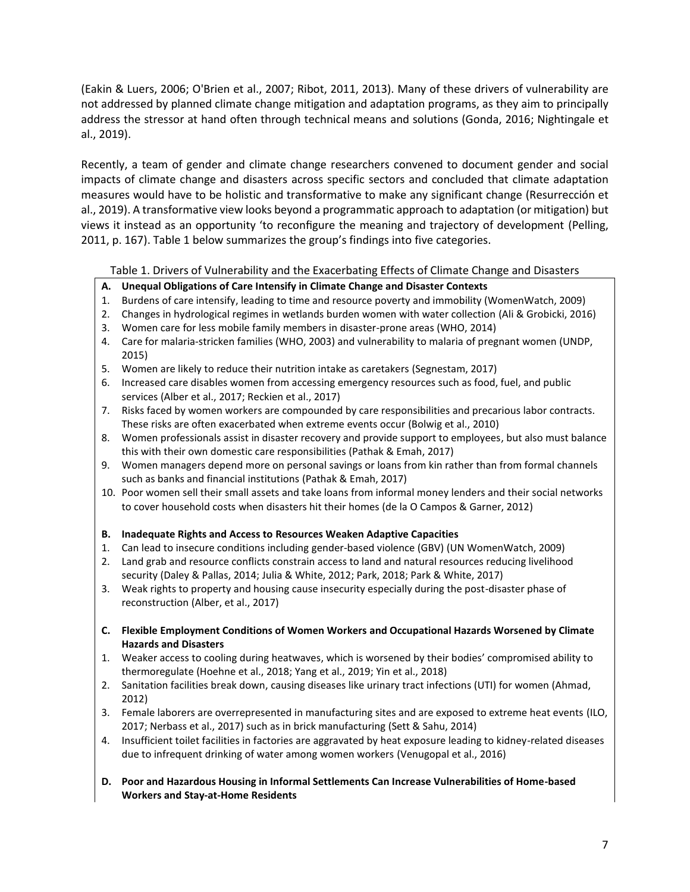(Eakin & Luers, 2006; O'Brien et al., 2007; Ribot, 2011, 2013). Many of these drivers of vulnerability are not addressed by planned climate change mitigation and adaptation programs, as they aim to principally address the stressor at hand often through technical means and solutions (Gonda, 2016; Nightingale et al., 2019).

Recently, a team of gender and climate change researchers convened to document gender and social impacts of climate change and disasters across specific sectors and concluded that climate adaptation measures would have to be holistic and transformative to make any significant change (Resurrección et al., 2019). A transformative view looks beyond a programmatic approach to adaptation (or mitigation) but views it instead as an opportunity 'to reconfigure the meaning and trajectory of development (Pelling, 2011, p. 167). Table 1 below summarizes the group's findings into five categories.

Table 1. Drivers of Vulnerability and the Exacerbating Effects of Climate Change and Disasters

**A. Unequal Obligations of Care Intensify in Climate Change and Disaster Contexts**

1. Burdens of care intensify, leading to time and resource poverty and immobility (WomenWatch, 2009)
2. Changes in hydrological regimes in wetlands burden women with water collection (Ali & Grobicki, 2016)
3. Women care for less mobile family members in disaster-prone areas (WHO, 2014)
4. Care for malaria-stricken families (WHO, 2003) and vulnerability to malaria of pregnant women (UNDP, 2015)
5. Women are likely to reduce their nutrition intake as caretakers (Segnestam, 2017)
6. Increased care disables women from accessing emergency resources such as food, fuel, and public services (Alber et al., 2017; Reckien et al., 2017)
7. Risks faced by women workers are compounded by care responsibilities and precarious labor contracts. These risks are often exacerbated when extreme events occur (Bolwig et al., 2010)
8. Women professionals assist in disaster recovery and provide support to employees, but also must balance this with their own domestic care responsibilities (Pathak & Emah, 2017)
9. Women managers depend more on personal savings or loans from kin rather than from formal channels such as banks and financial institutions (Pathak & Emah, 2017)
10. Poor women sell their small assets and take loans from informal money lenders and their social networks to cover household costs when disasters hit their homes (de la O Campos & Garner, 2012)

**B. Inadequate Rights and Access to Resources Weaken Adaptive Capacities**

1. Can lead to insecure conditions including gender-based violence (GBV) (UN WomenWatch, 2009)
2. Land grab and resource conflicts constrain access to land and natural resources reducing livelihood security (Daley & Pallas, 2014; Julia & White, 2012; Park, 2018; Park & White, 2017)
3. Weak rights to property and housing cause insecurity especially during the post-disaster phase of reconstruction (Alber, et al., 2017)

**C. Flexible Employment Conditions of Women Workers and Occupational Hazards Worsened by Climate Hazards and Disasters**

1. Weaker access to cooling during heatwaves, which is worsened by their bodies' compromised ability to thermoregulate (Hoehne et al., 2018; Yang et al., 2019; Yin et al., 2018)
2. Sanitation facilities break down, causing diseases like urinary tract infections (UTI) for women (Ahmad, 2012)
3. Female laborers are overrepresented in manufacturing sites and are exposed to extreme heat events (ILO, 2017; Nerbass et al., 2017) such as in brick manufacturing (Sett & Sahu, 2014)
4. Insufficient toilet facilities in factories are aggravated by heat exposure leading to kidney-related diseases due to infrequent drinking of water among women workers (Venugopal et al., 2016)

**D. Poor and Hazardous Housing in Informal Settlements Can Increase Vulnerabilities of Home-based Workers and Stay-at-Home Residents**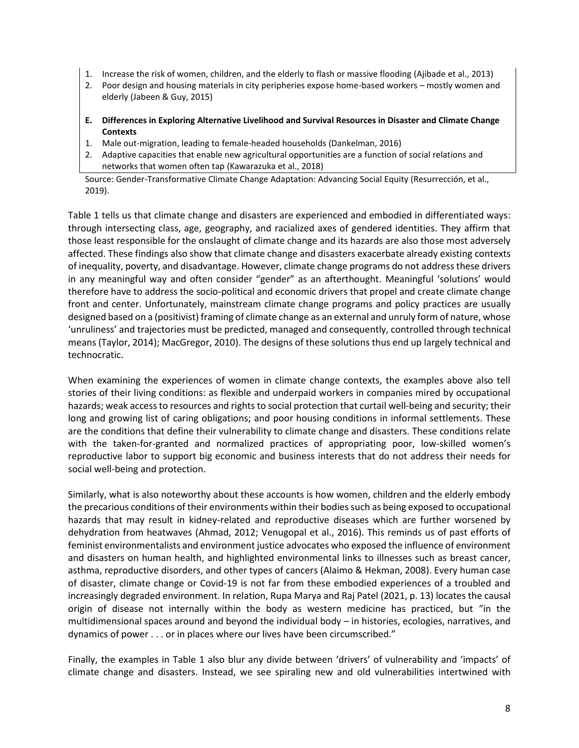1. Increase the risk of women, children, and the elderly to flash or massive flooding (Ajibade et al., 2013)
2. Poor design and housing materials in city peripheries expose home-based workers – mostly women and elderly (Jabeen & Guy, 2015)

**E. Differences in Exploring Alternative Livelihood and Survival Resources in Disaster and Climate Change Contexts**

1. Male out-migration, leading to female-headed households (Dankelman, 2016)
2. Adaptive capacities that enable new agricultural opportunities are a function of social relations and networks that women often tap (Kawarazuka et al., 2018)

Source: Gender-Transformative Climate Change Adaptation: Advancing Social Equity (Resurrección, et al., 2019).

Table 1 tells us that climate change and disasters are experienced and embodied in differentiated ways: through intersecting class, age, geography, and racialized axes of gendered identities. They affirm that those least responsible for the onslaught of climate change and its hazards are also those most adversely affected. These findings also show that climate change and disasters exacerbate already existing contexts of inequality, poverty, and disadvantage. However, climate change programs do not address these drivers in any meaningful way and often consider "gender" as an afterthought. Meaningful 'solutions' would therefore have to address the socio-political and economic drivers that propel and create climate change front and center. Unfortunately, mainstream climate change programs and policy practices are usually designed based on a (positivist) framing of climate change as an external and unruly form of nature, whose 'unruliness' and trajectories must be predicted, managed and consequently, controlled through technical means (Taylor, 2014); MacGregor, 2010). The designs of these solutions thus end up largely technical and technocratic.

When examining the experiences of women in climate change contexts, the examples above also tell stories of their living conditions: as flexible and underpaid workers in companies mired by occupational hazards; weak access to resources and rights to social protection that curtail well-being and security; their long and growing list of caring obligations; and poor housing conditions in informal settlements. These are the conditions that define their vulnerability to climate change and disasters. These conditions relate with the taken-for-granted and normalized practices of appropriating poor, low-skilled women's reproductive labor to support big economic and business interests that do not address their needs for social well-being and protection.

Similarly, what is also noteworthy about these accounts is how women, children and the elderly embody the precarious conditions of their environments within their bodies such as being exposed to occupational hazards that may result in kidney-related and reproductive diseases which are further worsened by dehydration from heatwaves (Ahmad, 2012; Venugopal et al., 2016). This reminds us of past efforts of feminist environmentalists and environment justice advocates who exposed the influence of environment and disasters on human health, and highlighted environmental links to illnesses such as breast cancer, asthma, reproductive disorders, and other types of cancers (Alaimo & Hekman, 2008). Every human case of disaster, climate change or Covid-19 is not far from these embodied experiences of a troubled and increasingly degraded environment. In relation, Rupa Marya and Raj Patel (2021, p. 13) locates the causal origin of disease not internally within the body as western medicine has practiced, but "in the multidimensional spaces around and beyond the individual body – in histories, ecologies, narratives, and dynamics of power . . . or in places where our lives have been circumscribed."

Finally, the examples in Table 1 also blur any divide between 'drivers' of vulnerability and 'impacts' of climate change and disasters. Instead, we see spiraling new and old vulnerabilities intertwined with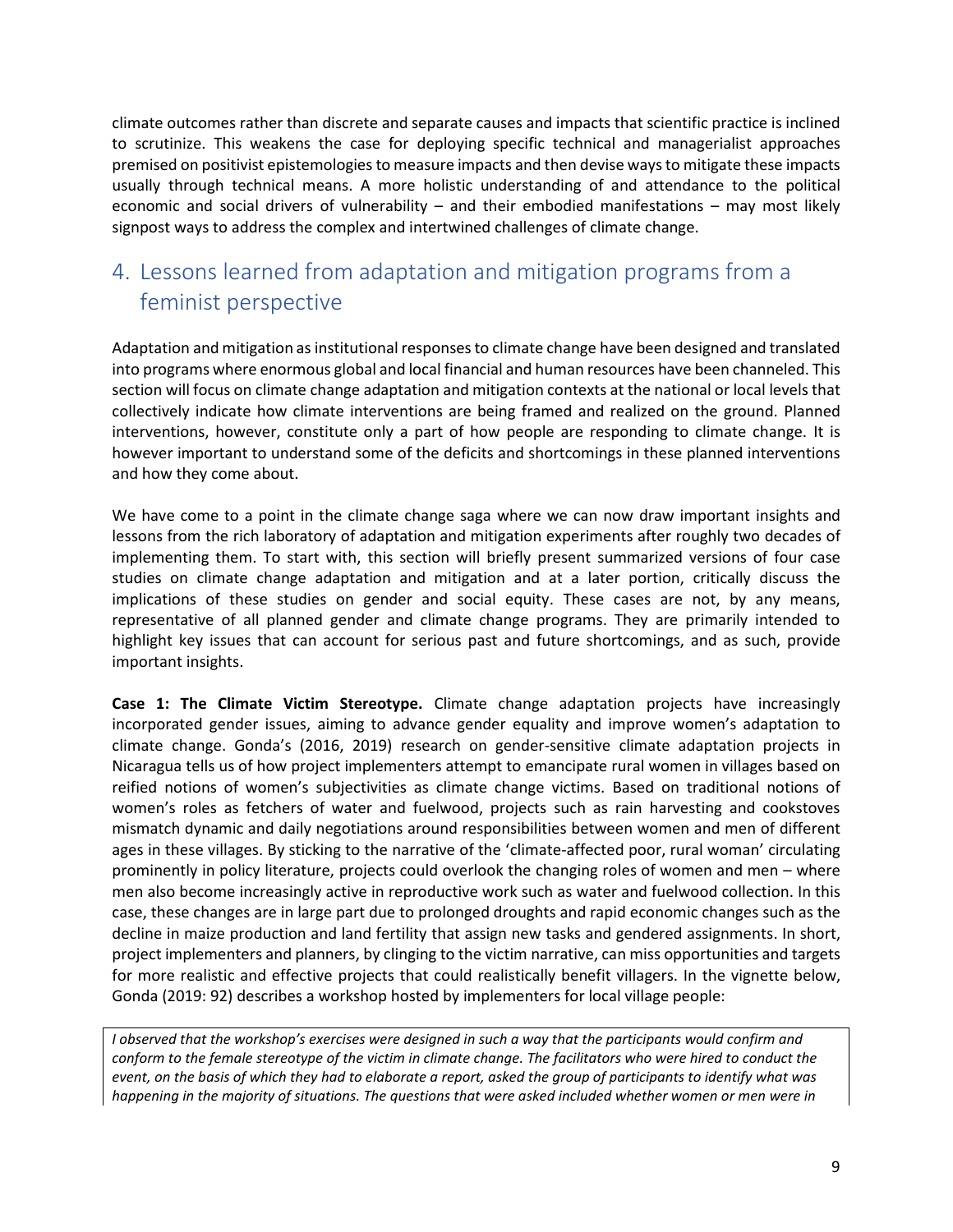climate outcomes rather than discrete and separate causes and impacts that scientific practice is inclined to scrutinize. This weakens the case for deploying specific technical and managerialist approaches premised on positivist epistemologies to measure impacts and then devise ways to mitigate these impacts usually through technical means. A more holistic understanding of and attendance to the political economic and social drivers of vulnerability – and their embodied manifestations – may most likely signpost ways to address the complex and intertwined challenges of climate change.

## 4. Lessons learned from adaptation and mitigation programs from a feminist perspective

Adaptation and mitigation as institutional responses to climate change have been designed and translated into programs where enormous global and local financial and human resources have been channeled. This section will focus on climate change adaptation and mitigation contexts at the national or local levels that collectively indicate how climate interventions are being framed and realized on the ground. Planned interventions, however, constitute only a part of how people are responding to climate change. It is however important to understand some of the deficits and shortcomings in these planned interventions and how they come about.

We have come to a point in the climate change saga where we can now draw important insights and lessons from the rich laboratory of adaptation and mitigation experiments after roughly two decades of implementing them. To start with, this section will briefly present summarized versions of four case studies on climate change adaptation and mitigation and at a later portion, critically discuss the implications of these studies on gender and social equity. These cases are not, by any means, representative of all planned gender and climate change programs. They are primarily intended to highlight key issues that can account for serious past and future shortcomings, and as such, provide important insights.

**Case 1: The Climate Victim Stereotype.** Climate change adaptation projects have increasingly incorporated gender issues, aiming to advance gender equality and improve women's adaptation to climate change. Gonda's (2016, 2019) research on gender-sensitive climate adaptation projects in Nicaragua tells us of how project implementers attempt to emancipate rural women in villages based on reified notions of women's subjectivities as climate change victims. Based on traditional notions of women's roles as fetchers of water and fuelwood, projects such as rain harvesting and cookstoves mismatch dynamic and daily negotiations around responsibilities between women and men of different ages in these villages. By sticking to the narrative of the 'climate-affected poor, rural woman' circulating prominently in policy literature, projects could overlook the changing roles of women and men – where men also become increasingly active in reproductive work such as water and fuelwood collection. In this case, these changes are in large part due to prolonged droughts and rapid economic changes such as the decline in maize production and land fertility that assign new tasks and gendered assignments. In short, project implementers and planners, by clinging to the victim narrative, can miss opportunities and targets for more realistic and effective projects that could realistically benefit villagers. In the vignette below, Gonda (2019: 92) describes a workshop hosted by implementers for local village people:

> *I observed that the workshop's exercises were designed in such a way that the participants would confirm and conform to the female stereotype of the victim in climate change. The facilitators who were hired to conduct the event, on the basis of which they had to elaborate a report, asked the group of participants to identify what was happening in the majority of situations. The questions that were asked included whether women or men were in*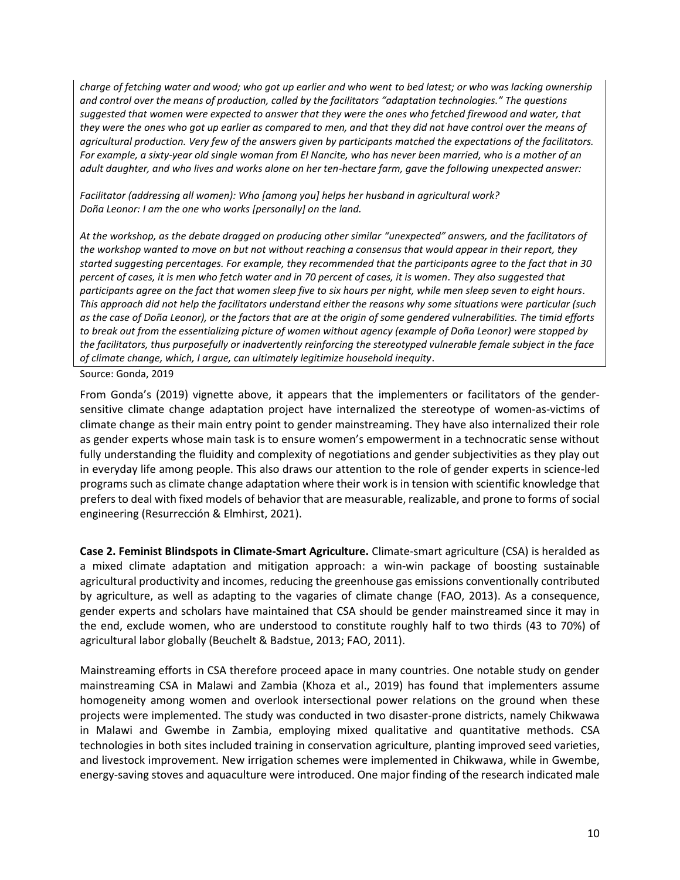*charge of fetching water and wood; who got up earlier and who went to bed latest; or who was lacking ownership and control over the means of production, called by the facilitators "adaptation technologies." The questions suggested that women were expected to answer that they were the ones who fetched firewood and water, that they were the ones who got up earlier as compared to men, and that they did not have control over the means of agricultural production. Very few of the answers given by participants matched the expectations of the facilitators. For example, a sixty-year old single woman from El Nancite, who has never been married, who is a mother of an adult daughter, and who lives and works alone on her ten-hectare farm, gave the following unexpected answer:*

*Facilitator (addressing all women): Who [among you] helps her husband in agricultural work?*
*Doña Leonor: I am the one who works [personally] on the land.*

*At the workshop, as the debate dragged on producing other similar "unexpected" answers, and the facilitators of the workshop wanted to move on but not without reaching a consensus that would appear in their report, they started suggesting percentages. For example, they recommended that the participants agree to the fact that in 30 percent of cases, it is men who fetch water and in 70 percent of cases, it is women. They also suggested that participants agree on the fact that women sleep five to six hours per night, while men sleep seven to eight hours. This approach did not help the facilitators understand either the reasons why some situations were particular (such as the case of Doña Leonor), or the factors that are at the origin of some gendered vulnerabilities. The timid efforts to break out from the essentializing picture of women without agency (example of Doña Leonor) were stopped by the facilitators, thus purposefully or inadvertently reinforcing the stereotyped vulnerable female subject in the face of climate change, which, I argue, can ultimately legitimize household inequity.*

Source: Gonda, 2019

From Gonda's (2019) vignette above, it appears that the implementers or facilitators of the gender-sensitive climate change adaptation project have internalized the stereotype of women-as-victims of climate change as their main entry point to gender mainstreaming. They have also internalized their role as gender experts whose main task is to ensure women's empowerment in a technocratic sense without fully understanding the fluidity and complexity of negotiations and gender subjectivities as they play out in everyday life among people. This also draws our attention to the role of gender experts in science-led programs such as climate change adaptation where their work is in tension with scientific knowledge that prefers to deal with fixed models of behavior that are measurable, realizable, and prone to forms of social engineering (Resurrección & Elmhirst, 2021).

**Case 2. Feminist Blindspots in Climate-Smart Agriculture.** Climate-smart agriculture (CSA) is heralded as a mixed climate adaptation and mitigation approach: a win-win package of boosting sustainable agricultural productivity and incomes, reducing the greenhouse gas emissions conventionally contributed by agriculture, as well as adapting to the vagaries of climate change (FAO, 2013). As a consequence, gender experts and scholars have maintained that CSA should be gender mainstreamed since it may in the end, exclude women, who are understood to constitute roughly half to two thirds (43 to 70%) of agricultural labor globally (Beuchelt & Badstue, 2013; FAO, 2011).

Mainstreaming efforts in CSA therefore proceed apace in many countries. One notable study on gender mainstreaming CSA in Malawi and Zambia (Khoza et al., 2019) has found that implementers assume homogeneity among women and overlook intersectional power relations on the ground when these projects were implemented. The study was conducted in two disaster-prone districts, namely Chikwawa in Malawi and Gwembe in Zambia, employing mixed qualitative and quantitative methods. CSA technologies in both sites included training in conservation agriculture, planting improved seed varieties, and livestock improvement. New irrigation schemes were implemented in Chikwawa, while in Gwembe, energy-saving stoves and aquaculture were introduced. One major finding of the research indicated male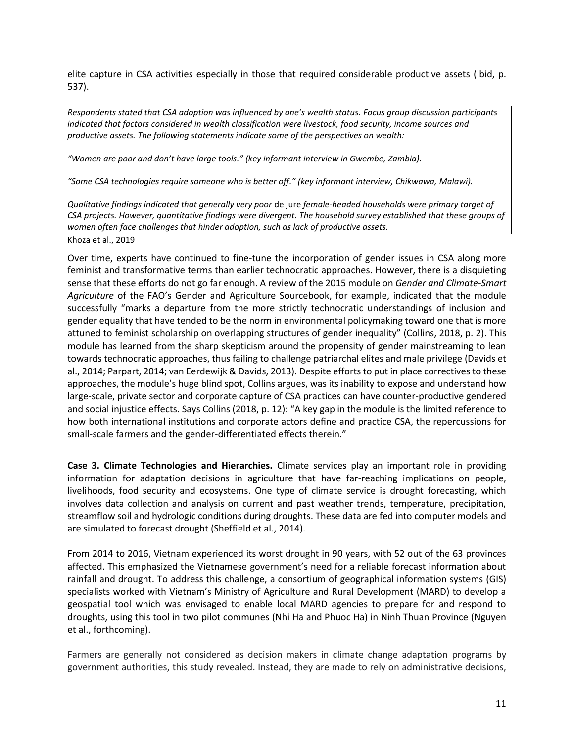elite capture in CSA activities especially in those that required considerable productive assets (ibid, p. 537).

> *Respondents stated that CSA adoption was influenced by one's wealth status. Focus group discussion participants indicated that factors considered in wealth classification were livestock, food security, income sources and productive assets. The following statements indicate some of the perspectives on wealth:*
>
> *"Women are poor and don't have large tools." (key informant interview in Gwembe, Zambia).*
>
> *"Some CSA technologies require someone who is better off." (key informant interview, Chikwawa, Malawi).*
>
> *Qualitative findings indicated that generally very poor* de jure *female-headed households were primary target of CSA projects. However, quantitative findings were divergent. The household survey established that these groups of women often face challenges that hinder adoption, such as lack of productive assets.*

Khoza et al., 2019

Over time, experts have continued to fine-tune the incorporation of gender issues in CSA along more feminist and transformative terms than earlier technocratic approaches. However, there is a disquieting sense that these efforts do not go far enough. A review of the 2015 module on *Gender and Climate-Smart Agriculture* of the FAO's Gender and Agriculture Sourcebook, for example, indicated that the module successfully "marks a departure from the more strictly technocratic understandings of inclusion and gender equality that have tended to be the norm in environmental policymaking toward one that is more attuned to feminist scholarship on overlapping structures of gender inequality" (Collins, 2018, p. 2). This module has learned from the sharp skepticism around the propensity of gender mainstreaming to lean towards technocratic approaches, thus failing to challenge patriarchal elites and male privilege (Davids et al., 2014; Parpart, 2014; van Eerdewijk & Davids, 2013). Despite efforts to put in place correctives to these approaches, the module's huge blind spot, Collins argues, was its inability to expose and understand how large-scale, private sector and corporate capture of CSA practices can have counter-productive gendered and social injustice effects. Says Collins (2018, p. 12): "A key gap in the module is the limited reference to how both international institutions and corporate actors define and practice CSA, the repercussions for small-scale farmers and the gender-differentiated effects therein."

**Case 3. Climate Technologies and Hierarchies.** Climate services play an important role in providing information for adaptation decisions in agriculture that have far-reaching implications on people, livelihoods, food security and ecosystems. One type of climate service is drought forecasting, which involves data collection and analysis on current and past weather trends, temperature, precipitation, streamflow soil and hydrologic conditions during droughts. These data are fed into computer models and are simulated to forecast drought (Sheffield et al., 2014).

From 2014 to 2016, Vietnam experienced its worst drought in 90 years, with 52 out of the 63 provinces affected. This emphasized the Vietnamese government's need for a reliable forecast information about rainfall and drought. To address this challenge, a consortium of geographical information systems (GIS) specialists worked with Vietnam's Ministry of Agriculture and Rural Development (MARD) to develop a geospatial tool which was envisaged to enable local MARD agencies to prepare for and respond to droughts, using this tool in two pilot communes (Nhi Ha and Phuoc Ha) in Ninh Thuan Province (Nguyen et al., forthcoming).

Farmers are generally not considered as decision makers in climate change adaptation programs by government authorities, this study revealed. Instead, they are made to rely on administrative decisions,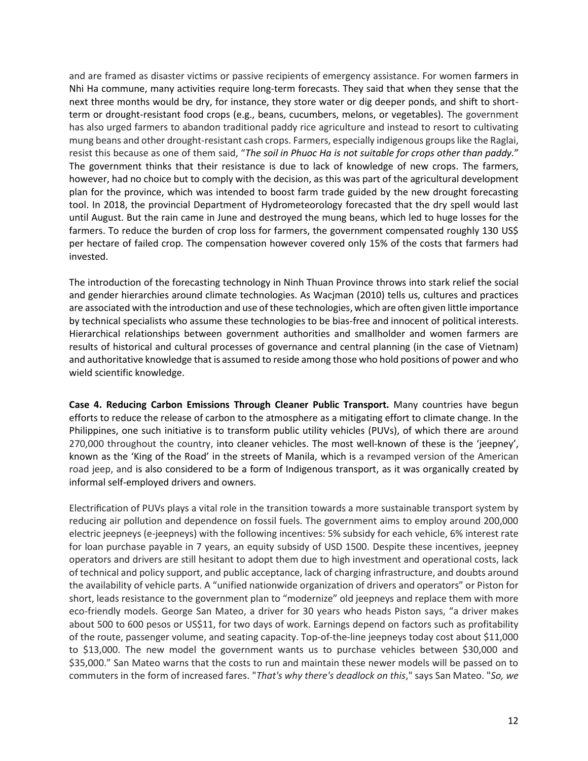and are framed as disaster victims or passive recipients of emergency assistance. For women farmers in Nhi Ha commune, many activities require long-term forecasts. They said that when they sense that the next three months would be dry, for instance, they store water or dig deeper ponds, and shift to short-term or drought-resistant food crops (e.g., beans, cucumbers, melons, or vegetables). The government has also urged farmers to abandon traditional paddy rice agriculture and instead to resort to cultivating mung beans and other drought-resistant cash crops. Farmers, especially indigenous groups like the Raglai, resist this because as one of them said, "*The soil in Phuoc Ha is not suitable for crops other than paddy.*" The government thinks that their resistance is due to lack of knowledge of new crops. The farmers, however, had no choice but to comply with the decision, as this was part of the agricultural development plan for the province, which was intended to boost farm trade guided by the new drought forecasting tool. In 2018, the provincial Department of Hydrometeorology forecasted that the dry spell would last until August. But the rain came in June and destroyed the mung beans, which led to huge losses for the farmers. To reduce the burden of crop loss for farmers, the government compensated roughly 130 US$ per hectare of failed crop. The compensation however covered only 15% of the costs that farmers had invested.

The introduction of the forecasting technology in Ninh Thuan Province throws into stark relief the social and gender hierarchies around climate technologies. As Wacjman (2010) tells us, cultures and practices are associated with the introduction and use of these technologies, which are often given little importance by technical specialists who assume these technologies to be bias-free and innocent of political interests. Hierarchical relationships between government authorities and smallholder and women farmers are results of historical and cultural processes of governance and central planning (in the case of Vietnam) and authoritative knowledge that is assumed to reside among those who hold positions of power and who wield scientific knowledge.

**Case 4. Reducing Carbon Emissions Through Cleaner Public Transport.** Many countries have begun efforts to reduce the release of carbon to the atmosphere as a mitigating effort to climate change. In the Philippines, one such initiative is to transform public utility vehicles (PUVs), of which there are around 270,000 throughout the country, into cleaner vehicles. The most well-known of these is the 'jeepney', known as the 'King of the Road' in the streets of Manila, which is a revamped version of the American road jeep, and is also considered to be a form of Indigenous transport, as it was organically created by informal self-employed drivers and owners.

Electrification of PUVs plays a vital role in the transition towards a more sustainable transport system by reducing air pollution and dependence on fossil fuels. The government aims to employ around 200,000 electric jeepneys (e-jeepneys) with the following incentives: 5% subsidy for each vehicle, 6% interest rate for loan purchase payable in 7 years, an equity subsidy of USD 1500. Despite these incentives, jeepney operators and drivers are still hesitant to adopt them due to high investment and operational costs, lack of technical and policy support, and public acceptance, lack of charging infrastructure, and doubts around the availability of vehicle parts. A "unified nationwide organization of drivers and operators" or Piston for short, leads resistance to the government plan to "modernize" old jeepneys and replace them with more eco-friendly models. George San Mateo, a driver for 30 years who heads Piston says, "a driver makes about 500 to 600 pesos or US$11, for two days of work. Earnings depend on factors such as profitability of the route, passenger volume, and seating capacity. Top-of-the-line jeepneys today cost about $11,000 to $13,000. The new model the government wants us to purchase vehicles between $30,000 and $35,000." San Mateo warns that the costs to run and maintain these newer models will be passed on to commuters in the form of increased fares. "*That's why there's deadlock on this*," says San Mateo. "*So, we*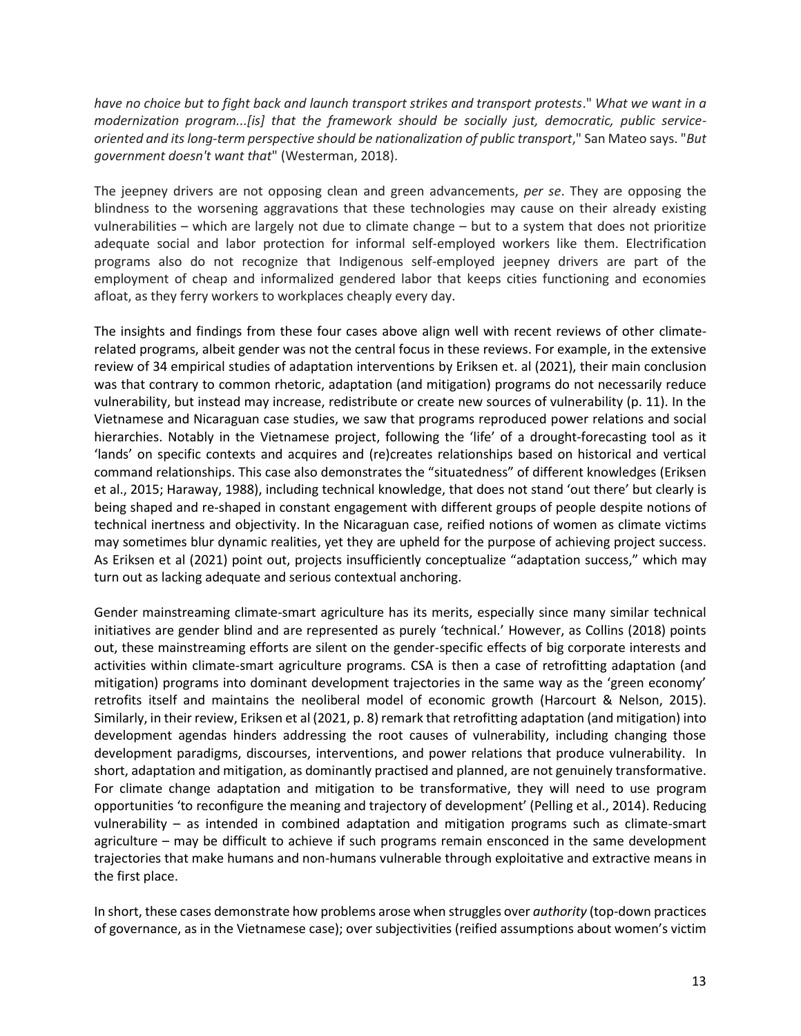*have no choice but to fight back and launch transport strikes and transport protests*." *What we want in a modernization program...[is] that the framework should be socially just, democratic, public service-oriented and its long-term perspective should be nationalization of public transport*," San Mateo says. "*But government doesn't want that*" (Westerman, 2018).

The jeepney drivers are not opposing clean and green advancements, *per se*. They are opposing the blindness to the worsening aggravations that these technologies may cause on their already existing vulnerabilities – which are largely not due to climate change – but to a system that does not prioritize adequate social and labor protection for informal self-employed workers like them. Electrification programs also do not recognize that Indigenous self-employed jeepney drivers are part of the employment of cheap and informalized gendered labor that keeps cities functioning and economies afloat, as they ferry workers to workplaces cheaply every day.

The insights and findings from these four cases above align well with recent reviews of other climate-related programs, albeit gender was not the central focus in these reviews. For example, in the extensive review of 34 empirical studies of adaptation interventions by Eriksen et. al (2021), their main conclusion was that contrary to common rhetoric, adaptation (and mitigation) programs do not necessarily reduce vulnerability, but instead may increase, redistribute or create new sources of vulnerability (p. 11). In the Vietnamese and Nicaraguan case studies, we saw that programs reproduced power relations and social hierarchies. Notably in the Vietnamese project, following the 'life' of a drought-forecasting tool as it 'lands' on specific contexts and acquires and (re)creates relationships based on historical and vertical command relationships. This case also demonstrates the "situatedness" of different knowledges (Eriksen et al., 2015; Haraway, 1988), including technical knowledge, that does not stand 'out there' but clearly is being shaped and re-shaped in constant engagement with different groups of people despite notions of technical inertness and objectivity. In the Nicaraguan case, reified notions of women as climate victims may sometimes blur dynamic realities, yet they are upheld for the purpose of achieving project success. As Eriksen et al (2021) point out, projects insufficiently conceptualize "adaptation success," which may turn out as lacking adequate and serious contextual anchoring.

Gender mainstreaming climate-smart agriculture has its merits, especially since many similar technical initiatives are gender blind and are represented as purely 'technical.' However, as Collins (2018) points out, these mainstreaming efforts are silent on the gender-specific effects of big corporate interests and activities within climate-smart agriculture programs. CSA is then a case of retrofitting adaptation (and mitigation) programs into dominant development trajectories in the same way as the 'green economy' retrofits itself and maintains the neoliberal model of economic growth (Harcourt & Nelson, 2015). Similarly, in their review, Eriksen et al (2021, p. 8) remark that retrofitting adaptation (and mitigation) into development agendas hinders addressing the root causes of vulnerability, including changing those development paradigms, discourses, interventions, and power relations that produce vulnerability. In short, adaptation and mitigation, as dominantly practised and planned, are not genuinely transformative. For climate change adaptation and mitigation to be transformative, they will need to use program opportunities 'to reconfigure the meaning and trajectory of development' (Pelling et al., 2014). Reducing vulnerability – as intended in combined adaptation and mitigation programs such as climate-smart agriculture – may be difficult to achieve if such programs remain ensconced in the same development trajectories that make humans and non-humans vulnerable through exploitative and extractive means in the first place.

In short, these cases demonstrate how problems arose when struggles over *authority* (top-down practices of governance, as in the Vietnamese case); over subjectivities (reified assumptions about women's victim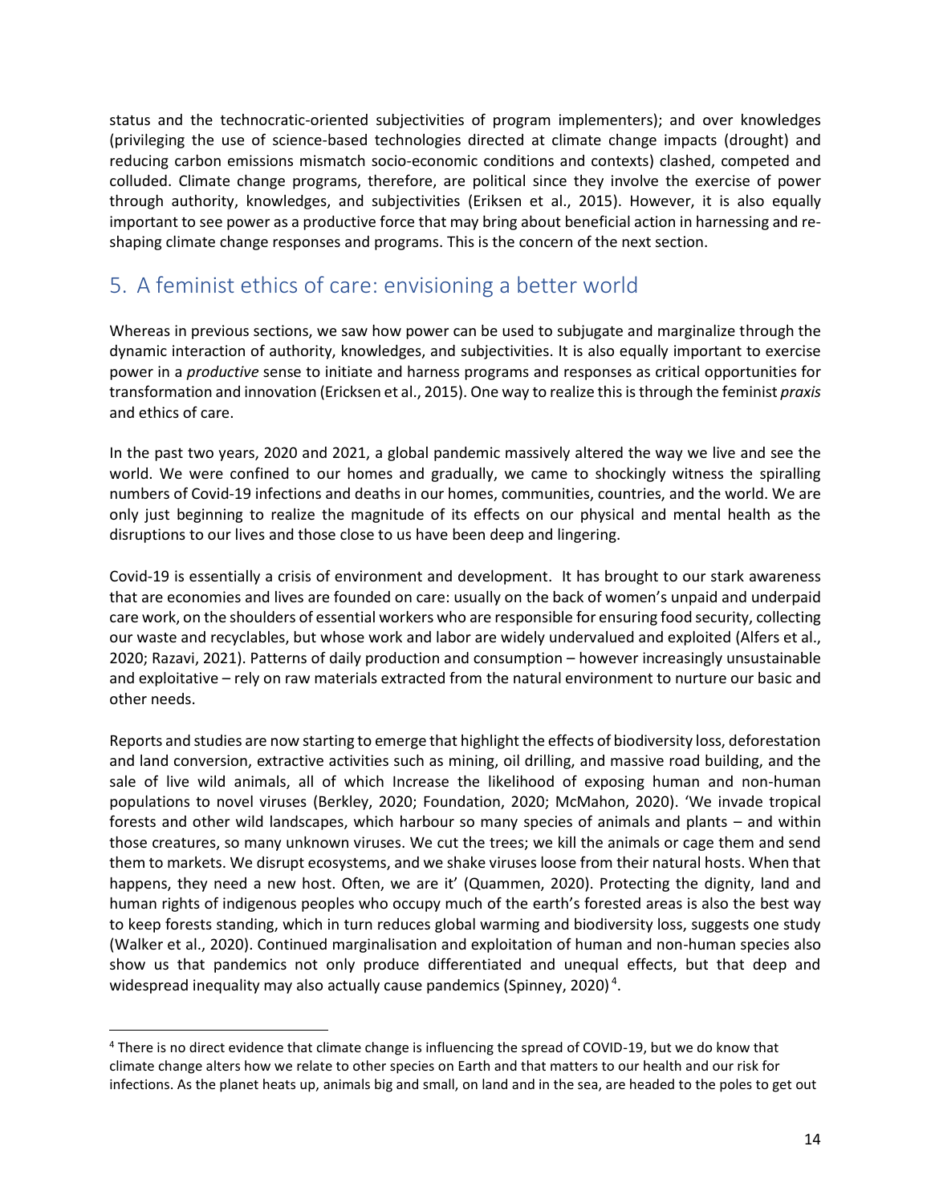status and the technocratic-oriented subjectivities of program implementers); and over knowledges (privileging the use of science-based technologies directed at climate change impacts (drought) and reducing carbon emissions mismatch socio-economic conditions and contexts) clashed, competed and colluded. Climate change programs, therefore, are political since they involve the exercise of power through authority, knowledges, and subjectivities (Eriksen et al., 2015). However, it is also equally important to see power as a productive force that may bring about beneficial action in harnessing and re-shaping climate change responses and programs. This is the concern of the next section.

## 5. A feminist ethics of care: envisioning a better world

Whereas in previous sections, we saw how power can be used to subjugate and marginalize through the dynamic interaction of authority, knowledges, and subjectivities. It is also equally important to exercise power in a *productive* sense to initiate and harness programs and responses as critical opportunities for transformation and innovation (Ericksen et al., 2015). One way to realize this is through the feminist *praxis* and ethics of care.

In the past two years, 2020 and 2021, a global pandemic massively altered the way we live and see the world. We were confined to our homes and gradually, we came to shockingly witness the spiralling numbers of Covid-19 infections and deaths in our homes, communities, countries, and the world. We are only just beginning to realize the magnitude of its effects on our physical and mental health as the disruptions to our lives and those close to us have been deep and lingering.

Covid-19 is essentially a crisis of environment and development. It has brought to our stark awareness that are economies and lives are founded on care: usually on the back of women's unpaid and underpaid care work, on the shoulders of essential workers who are responsible for ensuring food security, collecting our waste and recyclables, but whose work and labor are widely undervalued and exploited (Alfers et al., 2020; Razavi, 2021). Patterns of daily production and consumption – however increasingly unsustainable and exploitative – rely on raw materials extracted from the natural environment to nurture our basic and other needs.

Reports and studies are now starting to emerge that highlight the effects of biodiversity loss, deforestation and land conversion, extractive activities such as mining, oil drilling, and massive road building, and the sale of live wild animals, all of which Increase the likelihood of exposing human and non-human populations to novel viruses (Berkley, 2020; Foundation, 2020; McMahon, 2020). 'We invade tropical forests and other wild landscapes, which harbour so many species of animals and plants – and within those creatures, so many unknown viruses. We cut the trees; we kill the animals or cage them and send them to markets. We disrupt ecosystems, and we shake viruses loose from their natural hosts. When that happens, they need a new host. Often, we are it' (Quammen, 2020). Protecting the dignity, land and human rights of indigenous peoples who occupy much of the earth's forested areas is also the best way to keep forests standing, which in turn reduces global warming and biodiversity loss, suggests one study (Walker et al., 2020). Continued marginalisation and exploitation of human and non-human species also show us that pandemics not only produce differentiated and unequal effects, but that deep and widespread inequality may also actually cause pandemics (Spinney, 2020)[4].

[4] There is no direct evidence that climate change is influencing the spread of COVID-19, but we do know that climate change alters how we relate to other species on Earth and that matters to our health and our risk for infections. As the planet heats up, animals big and small, on land and in the sea, are headed to the poles to get out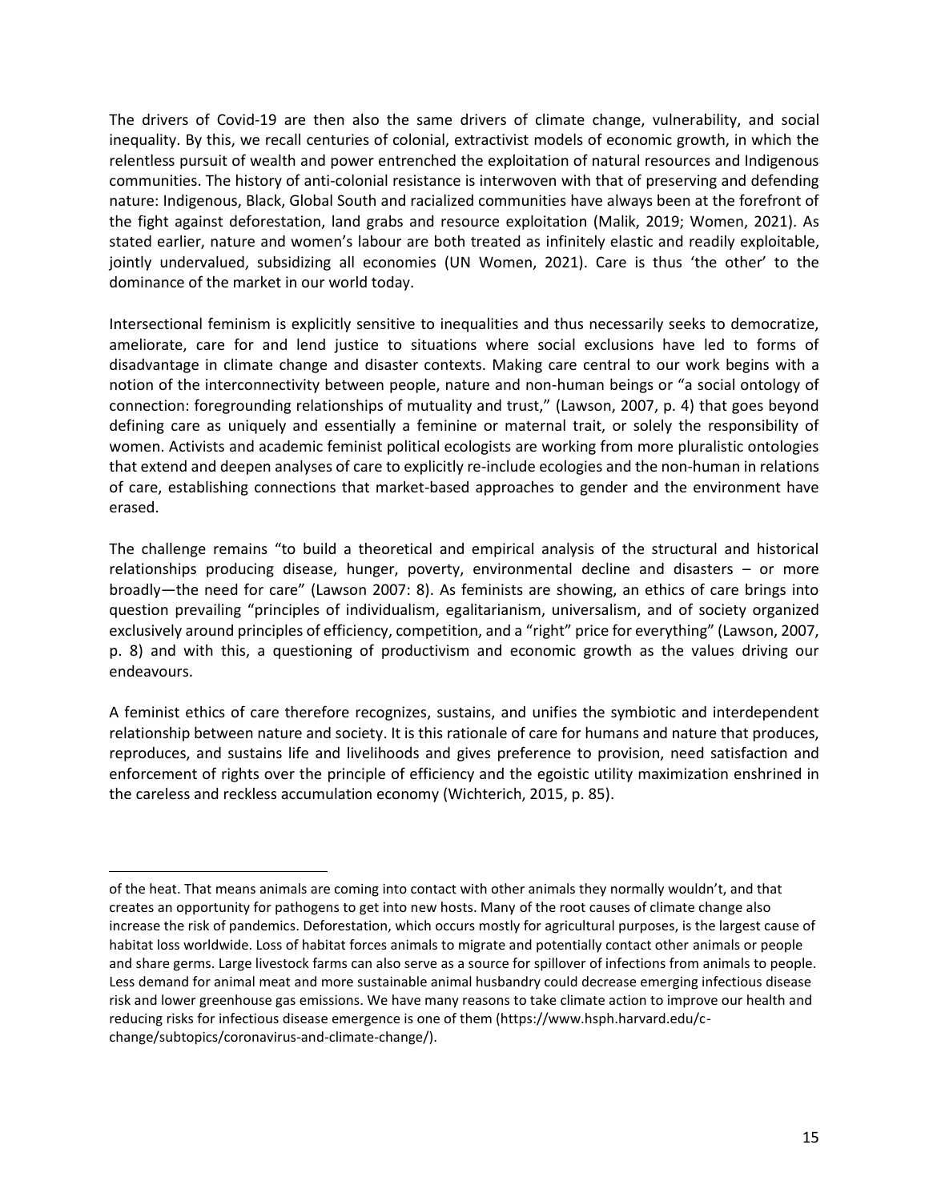The drivers of Covid-19 are then also the same drivers of climate change, vulnerability, and social inequality. By this, we recall centuries of colonial, extractivist models of economic growth, in which the relentless pursuit of wealth and power entrenched the exploitation of natural resources and Indigenous communities. The history of anti-colonial resistance is interwoven with that of preserving and defending nature: Indigenous, Black, Global South and racialized communities have always been at the forefront of the fight against deforestation, land grabs and resource exploitation (Malik, 2019; Women, 2021). As stated earlier, nature and women's labour are both treated as infinitely elastic and readily exploitable, jointly undervalued, subsidizing all economies (UN Women, 2021). Care is thus 'the other' to the dominance of the market in our world today.

Intersectional feminism is explicitly sensitive to inequalities and thus necessarily seeks to democratize, ameliorate, care for and lend justice to situations where social exclusions have led to forms of disadvantage in climate change and disaster contexts. Making care central to our work begins with a notion of the interconnectivity between people, nature and non-human beings or "a social ontology of connection: foregrounding relationships of mutuality and trust," (Lawson, 2007, p. 4) that goes beyond defining care as uniquely and essentially a feminine or maternal trait, or solely the responsibility of women. Activists and academic feminist political ecologists are working from more pluralistic ontologies that extend and deepen analyses of care to explicitly re-include ecologies and the non-human in relations of care, establishing connections that market-based approaches to gender and the environment have erased.

The challenge remains "to build a theoretical and empirical analysis of the structural and historical relationships producing disease, hunger, poverty, environmental decline and disasters – or more broadly—the need for care" (Lawson 2007: 8). As feminists are showing, an ethics of care brings into question prevailing "principles of individualism, egalitarianism, universalism, and of society organized exclusively around principles of efficiency, competition, and a "right" price for everything" (Lawson, 2007, p. 8) and with this, a questioning of productivism and economic growth as the values driving our endeavours.

A feminist ethics of care therefore recognizes, sustains, and unifies the symbiotic and interdependent relationship between nature and society. It is this rationale of care for humans and nature that produces, reproduces, and sustains life and livelihoods and gives preference to provision, need satisfaction and enforcement of rights over the principle of efficiency and the egoistic utility maximization enshrined in the careless and reckless accumulation economy (Wichterich, 2015, p. 85).

---

of the heat. That means animals are coming into contact with other animals they normally wouldn't, and that creates an opportunity for pathogens to get into new hosts. Many of the root causes of climate change also increase the risk of pandemics. Deforestation, which occurs mostly for agricultural purposes, is the largest cause of habitat loss worldwide. Loss of habitat forces animals to migrate and potentially contact other animals or people and share germs. Large livestock farms can also serve as a source for spillover of infections from animals to people. Less demand for animal meat and more sustainable animal husbandry could decrease emerging infectious disease risk and lower greenhouse gas emissions. We have many reasons to take climate action to improve our health and reducing risks for infectious disease emergence is one of them (https://www.hsph.harvard.edu/c-change/subtopics/coronavirus-and-climate-change/).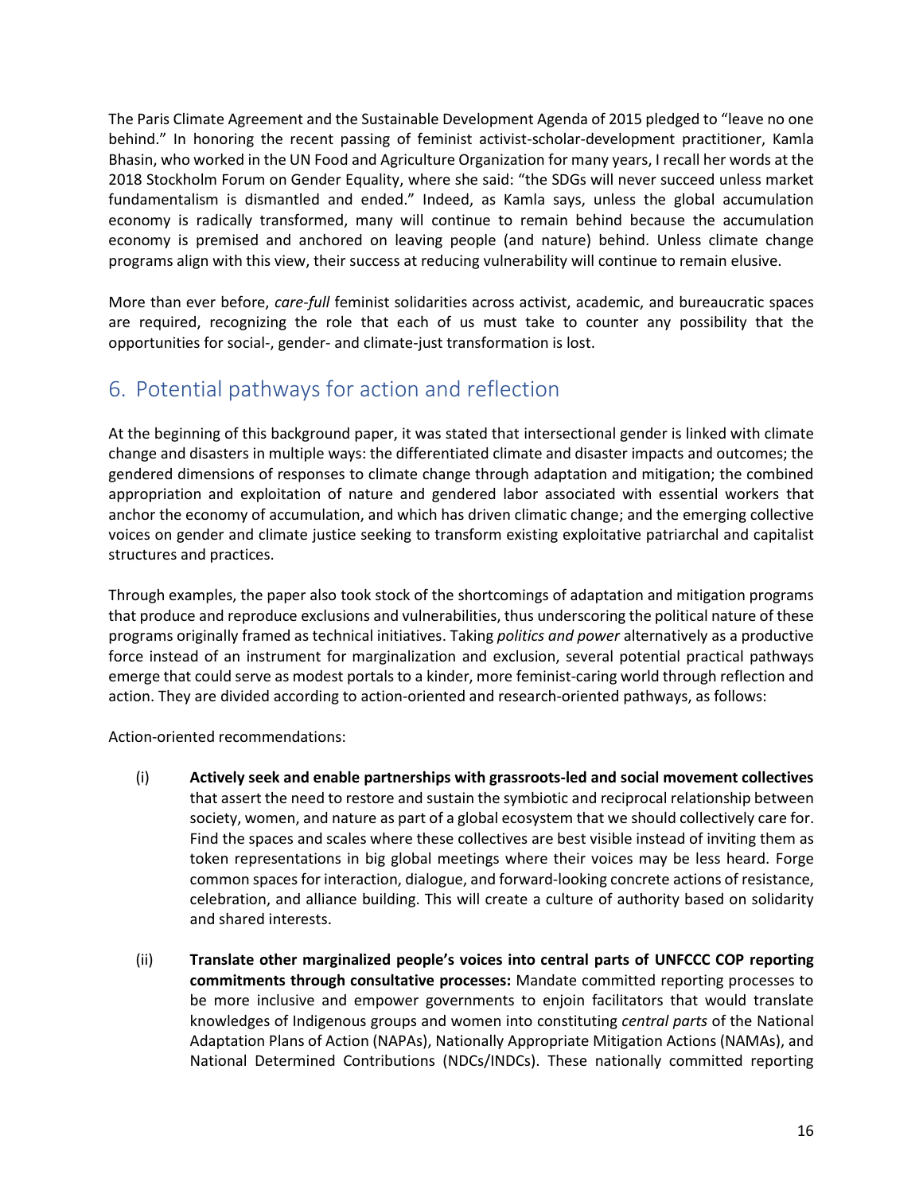The Paris Climate Agreement and the Sustainable Development Agenda of 2015 pledged to "leave no one behind." In honoring the recent passing of feminist activist-scholar-development practitioner, Kamla Bhasin, who worked in the UN Food and Agriculture Organization for many years, I recall her words at the 2018 Stockholm Forum on Gender Equality, where she said: "the SDGs will never succeed unless market fundamentalism is dismantled and ended." Indeed, as Kamla says, unless the global accumulation economy is radically transformed, many will continue to remain behind because the accumulation economy is premised and anchored on leaving people (and nature) behind. Unless climate change programs align with this view, their success at reducing vulnerability will continue to remain elusive.

More than ever before, *care-full* feminist solidarities across activist, academic, and bureaucratic spaces are required, recognizing the role that each of us must take to counter any possibility that the opportunities for social-, gender- and climate-just transformation is lost.

## 6. Potential pathways for action and reflection

At the beginning of this background paper, it was stated that intersectional gender is linked with climate change and disasters in multiple ways: the differentiated climate and disaster impacts and outcomes; the gendered dimensions of responses to climate change through adaptation and mitigation; the combined appropriation and exploitation of nature and gendered labor associated with essential workers that anchor the economy of accumulation, and which has driven climatic change; and the emerging collective voices on gender and climate justice seeking to transform existing exploitative patriarchal and capitalist structures and practices.

Through examples, the paper also took stock of the shortcomings of adaptation and mitigation programs that produce and reproduce exclusions and vulnerabilities, thus underscoring the political nature of these programs originally framed as technical initiatives. Taking *politics and power* alternatively as a productive force instead of an instrument for marginalization and exclusion, several potential practical pathways emerge that could serve as modest portals to a kinder, more feminist-caring world through reflection and action. They are divided according to action-oriented and research-oriented pathways, as follows:

Action-oriented recommendations:

(i) **Actively seek and enable partnerships with grassroots-led and social movement collectives** that assert the need to restore and sustain the symbiotic and reciprocal relationship between society, women, and nature as part of a global ecosystem that we should collectively care for. Find the spaces and scales where these collectives are best visible instead of inviting them as token representations in big global meetings where their voices may be less heard. Forge common spaces for interaction, dialogue, and forward-looking concrete actions of resistance, celebration, and alliance building. This will create a culture of authority based on solidarity and shared interests.

(ii) **Translate other marginalized people's voices into central parts of UNFCCC COP reporting commitments through consultative processes:** Mandate committed reporting processes to be more inclusive and empower governments to enjoin facilitators that would translate knowledges of Indigenous groups and women into constituting *central parts* of the National Adaptation Plans of Action (NAPAs), Nationally Appropriate Mitigation Actions (NAMAs), and National Determined Contributions (NDCs/INDCs). These nationally committed reporting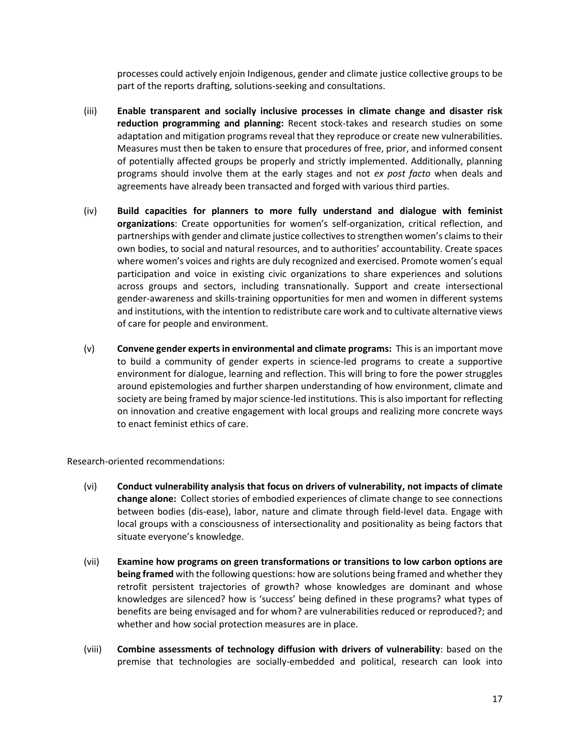processes could actively enjoin Indigenous, gender and climate justice collective groups to be part of the reports drafting, solutions-seeking and consultations.

(iii) **Enable transparent and socially inclusive processes in climate change and disaster risk reduction programming and planning:** Recent stock-takes and research studies on some adaptation and mitigation programs reveal that they reproduce or create new vulnerabilities. Measures must then be taken to ensure that procedures of free, prior, and informed consent of potentially affected groups be properly and strictly implemented. Additionally, planning programs should involve them at the early stages and not *ex post facto* when deals and agreements have already been transacted and forged with various third parties.

(iv) **Build capacities for planners to more fully understand and dialogue with feminist organizations**: Create opportunities for women's self-organization, critical reflection, and partnerships with gender and climate justice collectives to strengthen women's claims to their own bodies, to social and natural resources, and to authorities' accountability. Create spaces where women's voices and rights are duly recognized and exercised. Promote women's equal participation and voice in existing civic organizations to share experiences and solutions across groups and sectors, including transnationally. Support and create intersectional gender-awareness and skills-training opportunities for men and women in different systems and institutions, with the intention to redistribute care work and to cultivate alternative views of care for people and environment.

(v) **Convene gender experts in environmental and climate programs:** This is an important move to build a community of gender experts in science-led programs to create a supportive environment for dialogue, learning and reflection. This will bring to fore the power struggles around epistemologies and further sharpen understanding of how environment, climate and society are being framed by major science-led institutions. This is also important for reflecting on innovation and creative engagement with local groups and realizing more concrete ways to enact feminist ethics of care.

Research-oriented recommendations:

(vi) **Conduct vulnerability analysis that focus on drivers of vulnerability, not impacts of climate change alone:** Collect stories of embodied experiences of climate change to see connections between bodies (dis-ease), labor, nature and climate through field-level data. Engage with local groups with a consciousness of intersectionality and positionality as being factors that situate everyone's knowledge.

(vii) **Examine how programs on green transformations or transitions to low carbon options are being framed** with the following questions: how are solutions being framed and whether they retrofit persistent trajectories of growth? whose knowledges are dominant and whose knowledges are silenced? how is 'success' being defined in these programs? what types of benefits are being envisaged and for whom? are vulnerabilities reduced or reproduced?; and whether and how social protection measures are in place.

(viii) **Combine assessments of technology diffusion with drivers of vulnerability**: based on the premise that technologies are socially-embedded and political, research can look into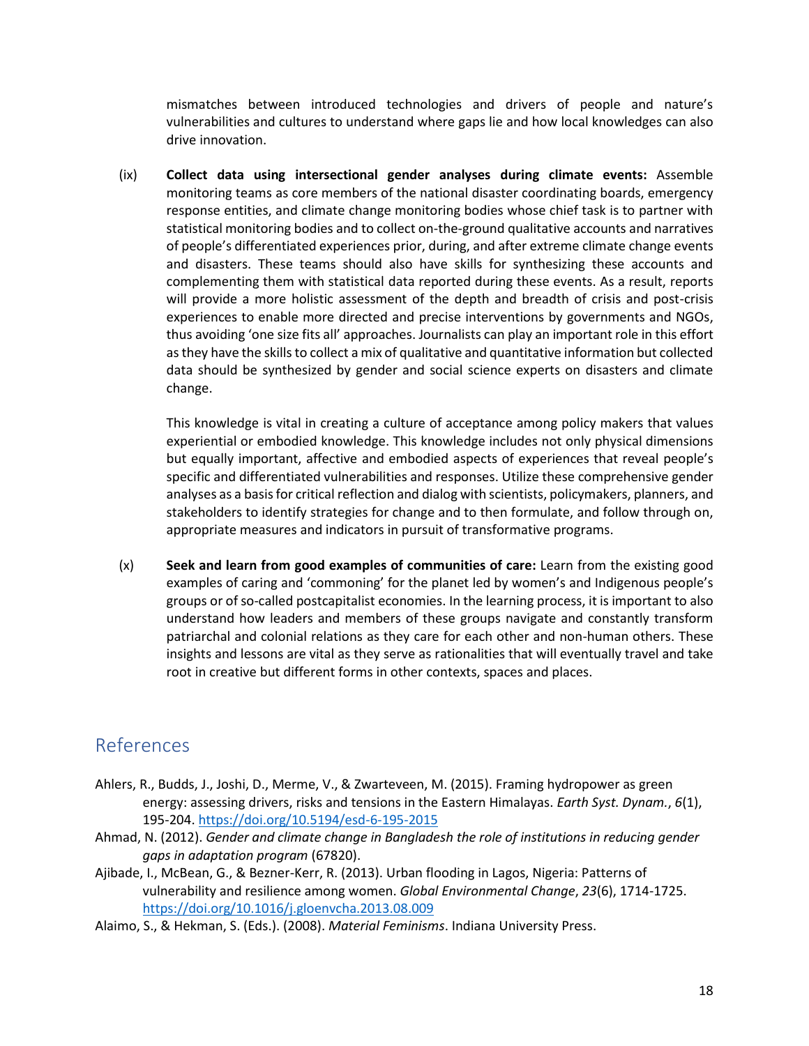mismatches between introduced technologies and drivers of people and nature's vulnerabilities and cultures to understand where gaps lie and how local knowledges can also drive innovation.

(ix) **Collect data using intersectional gender analyses during climate events:** Assemble monitoring teams as core members of the national disaster coordinating boards, emergency response entities, and climate change monitoring bodies whose chief task is to partner with statistical monitoring bodies and to collect on-the-ground qualitative accounts and narratives of people's differentiated experiences prior, during, and after extreme climate change events and disasters. These teams should also have skills for synthesizing these accounts and complementing them with statistical data reported during these events. As a result, reports will provide a more holistic assessment of the depth and breadth of crisis and post-crisis experiences to enable more directed and precise interventions by governments and NGOs, thus avoiding 'one size fits all' approaches. Journalists can play an important role in this effort as they have the skills to collect a mix of qualitative and quantitative information but collected data should be synthesized by gender and social science experts on disasters and climate change.

This knowledge is vital in creating a culture of acceptance among policy makers that values experiential or embodied knowledge. This knowledge includes not only physical dimensions but equally important, affective and embodied aspects of experiences that reveal people's specific and differentiated vulnerabilities and responses. Utilize these comprehensive gender analyses as a basis for critical reflection and dialog with scientists, policymakers, planners, and stakeholders to identify strategies for change and to then formulate, and follow through on, appropriate measures and indicators in pursuit of transformative programs.

(x) **Seek and learn from good examples of communities of care:** Learn from the existing good examples of caring and 'commoning' for the planet led by women's and Indigenous people's groups or of so-called postcapitalist economies. In the learning process, it is important to also understand how leaders and members of these groups navigate and constantly transform patriarchal and colonial relations as they care for each other and non-human others. These insights and lessons are vital as they serve as rationalities that will eventually travel and take root in creative but different forms in other contexts, spaces and places.

## References

Ahlers, R., Budds, J., Joshi, D., Merme, V., & Zwarteveen, M. (2015). Framing hydropower as green energy: assessing drivers, risks and tensions in the Eastern Himalayas. *Earth Syst. Dynam.*, *6*(1), 195-204. https://doi.org/10.5194/esd-6-195-2015

Ahmad, N. (2012). *Gender and climate change in Bangladesh the role of institutions in reducing gender gaps in adaptation program* (67820).

Ajibade, I., McBean, G., & Bezner-Kerr, R. (2013). Urban flooding in Lagos, Nigeria: Patterns of vulnerability and resilience among women. *Global Environmental Change*, *23*(6), 1714-1725. https://doi.org/10.1016/j.gloenvcha.2013.08.009

Alaimo, S., & Hekman, S. (Eds.). (2008). *Material Feminisms*. Indiana University Press.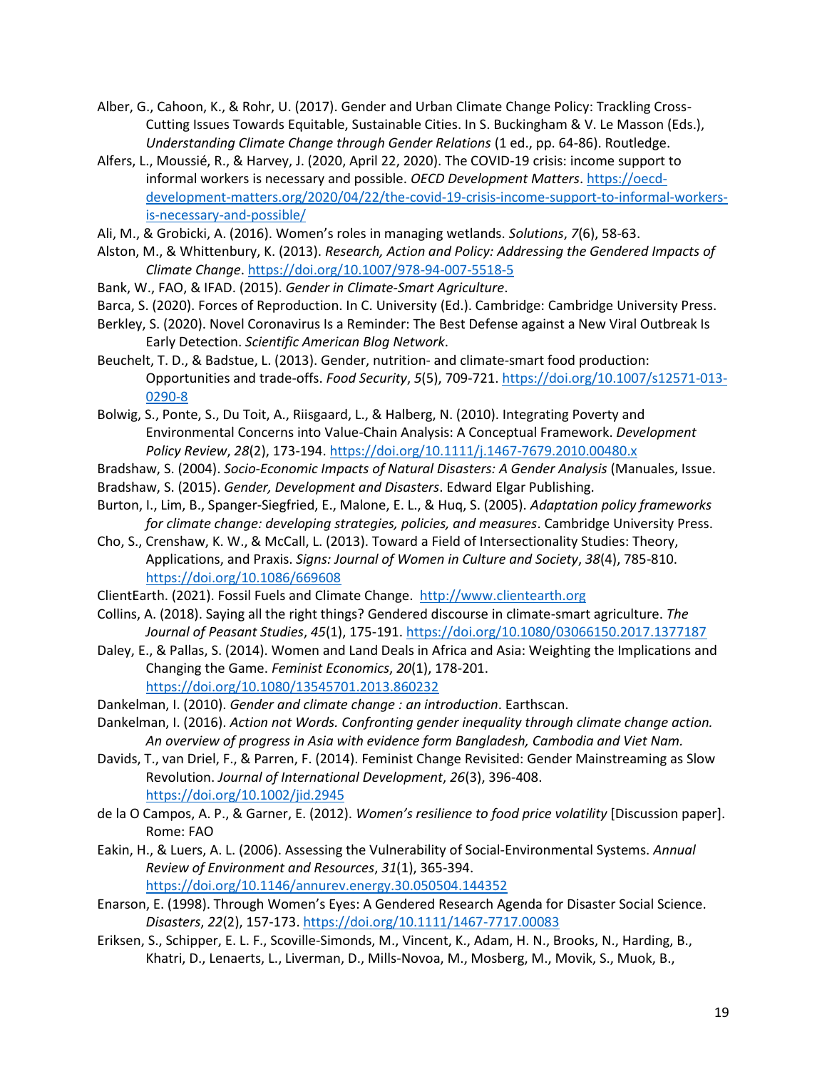Alber, G., Cahoon, K., & Rohr, U. (2017). Gender and Urban Climate Change Policy: Trackling Cross-Cutting Issues Towards Equitable, Sustainable Cities. In S. Buckingham & V. Le Masson (Eds.), *Understanding Climate Change through Gender Relations* (1 ed., pp. 64-86). Routledge.

Alfers, L., Moussié, R., & Harvey, J. (2020, April 22, 2020). The COVID-19 crisis: income support to informal workers is necessary and possible. *OECD Development Matters*. https://oecd-development-matters.org/2020/04/22/the-covid-19-crisis-income-support-to-informal-workers-is-necessary-and-possible/

Ali, M., & Grobicki, A. (2016). Women's roles in managing wetlands. *Solutions*, *7*(6), 58-63.

Alston, M., & Whittenbury, K. (2013). *Research, Action and Policy: Addressing the Gendered Impacts of Climate Change*. https://doi.org/10.1007/978-94-007-5518-5

Bank, W., FAO, & IFAD. (2015). *Gender in Climate-Smart Agriculture*.

Barca, S. (2020). Forces of Reproduction. In C. University (Ed.). Cambridge: Cambridge University Press.

Berkley, S. (2020). Novel Coronavirus Is a Reminder: The Best Defense against a New Viral Outbreak Is Early Detection. *Scientific American Blog Network*.

Beuchelt, T. D., & Badstue, L. (2013). Gender, nutrition- and climate-smart food production: Opportunities and trade-offs. *Food Security*, *5*(5), 709-721. https://doi.org/10.1007/s12571-013-0290-8

Bolwig, S., Ponte, S., Du Toit, A., Riisgaard, L., & Halberg, N. (2010). Integrating Poverty and Environmental Concerns into Value-Chain Analysis: A Conceptual Framework. *Development Policy Review*, *28*(2), 173-194. https://doi.org/10.1111/j.1467-7679.2010.00480.x

Bradshaw, S. (2004). *Socio-Economic Impacts of Natural Disasters: A Gender Analysis* (Manuales, Issue.

Bradshaw, S. (2015). *Gender, Development and Disasters*. Edward Elgar Publishing.

Burton, I., Lim, B., Spanger-Siegfried, E., Malone, E. L., & Huq, S. (2005). *Adaptation policy frameworks for climate change: developing strategies, policies, and measures*. Cambridge University Press.

Cho, S., Crenshaw, K. W., & McCall, L. (2013). Toward a Field of Intersectionality Studies: Theory, Applications, and Praxis. *Signs: Journal of Women in Culture and Society*, *38*(4), 785-810. https://doi.org/10.1086/669608

ClientEarth. (2021). Fossil Fuels and Climate Change. http://www.clientearth.org

Collins, A. (2018). Saying all the right things? Gendered discourse in climate-smart agriculture. *The Journal of Peasant Studies*, *45*(1), 175-191. https://doi.org/10.1080/03066150.2017.1377187

Daley, E., & Pallas, S. (2014). Women and Land Deals in Africa and Asia: Weighting the Implications and Changing the Game. *Feminist Economics*, *20*(1), 178-201. https://doi.org/10.1080/13545701.2013.860232

Dankelman, I. (2010). *Gender and climate change : an introduction*. Earthscan.

Dankelman, I. (2016). *Action not Words. Confronting gender inequality through climate change action. An overview of progress in Asia with evidence form Bangladesh, Cambodia and Viet Nam.*

Davids, T., van Driel, F., & Parren, F. (2014). Feminist Change Revisited: Gender Mainstreaming as Slow Revolution. *Journal of International Development*, *26*(3), 396-408. https://doi.org/10.1002/jid.2945

de la O Campos, A. P., & Garner, E. (2012). *Women's resilience to food price volatility* [Discussion paper]. Rome: FAO

Eakin, H., & Luers, A. L. (2006). Assessing the Vulnerability of Social-Environmental Systems. *Annual Review of Environment and Resources*, *31*(1), 365-394. https://doi.org/10.1146/annurev.energy.30.050504.144352

Enarson, E. (1998). Through Women's Eyes: A Gendered Research Agenda for Disaster Social Science. *Disasters*, *22*(2), 157-173. https://doi.org/10.1111/1467-7717.00083

Eriksen, S., Schipper, E. L. F., Scoville-Simonds, M., Vincent, K., Adam, H. N., Brooks, N., Harding, B., Khatri, D., Lenaerts, L., Liverman, D., Mills-Novoa, M., Mosberg, M., Movik, S., Muok, B.,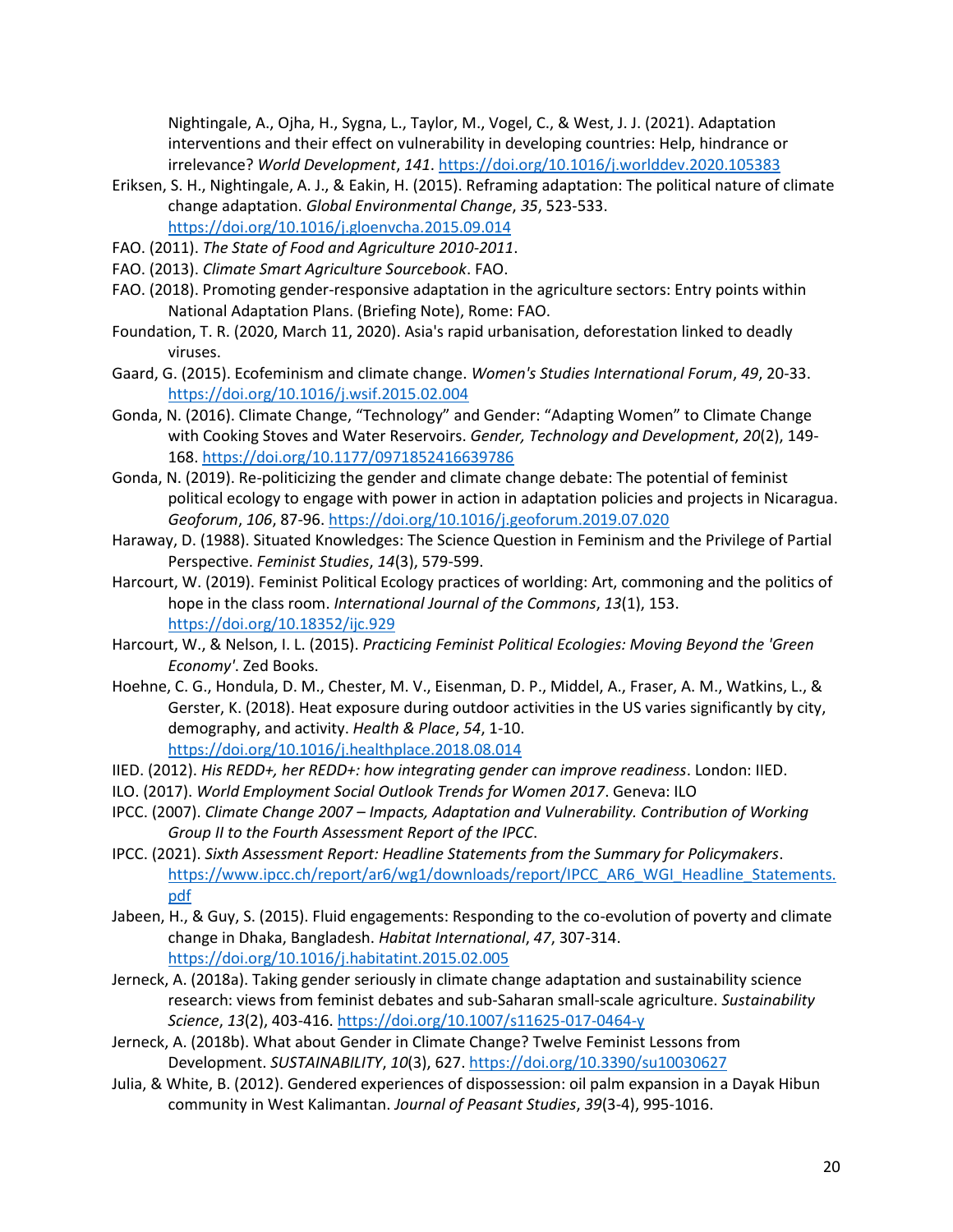Nightingale, A., Ojha, H., Sygna, L., Taylor, M., Vogel, C., & West, J. J. (2021). Adaptation interventions and their effect on vulnerability in developing countries: Help, hindrance or irrelevance? *World Development*, *141*. https://doi.org/10.1016/j.worlddev.2020.105383

Eriksen, S. H., Nightingale, A. J., & Eakin, H. (2015). Reframing adaptation: The political nature of climate change adaptation. *Global Environmental Change*, *35*, 523-533. https://doi.org/10.1016/j.gloenvcha.2015.09.014

FAO. (2011). *The State of Food and Agriculture 2010-2011*.

FAO. (2013). *Climate Smart Agriculture Sourcebook*. FAO.

FAO. (2018). Promoting gender-responsive adaptation in the agriculture sectors: Entry points within National Adaptation Plans. (Briefing Note), Rome: FAO.

Foundation, T. R. (2020, March 11, 2020). Asia's rapid urbanisation, deforestation linked to deadly viruses.

Gaard, G. (2015). Ecofeminism and climate change. *Women's Studies International Forum*, *49*, 20-33. https://doi.org/10.1016/j.wsif.2015.02.004

Gonda, N. (2016). Climate Change, "Technology" and Gender: "Adapting Women" to Climate Change with Cooking Stoves and Water Reservoirs. *Gender, Technology and Development*, *20*(2), 149-168. https://doi.org/10.1177/0971852416639786

Gonda, N. (2019). Re-politicizing the gender and climate change debate: The potential of feminist political ecology to engage with power in action in adaptation policies and projects in Nicaragua. *Geoforum*, *106*, 87-96. https://doi.org/10.1016/j.geoforum.2019.07.020

Haraway, D. (1988). Situated Knowledges: The Science Question in Feminism and the Privilege of Partial Perspective. *Feminist Studies*, *14*(3), 579-599.

Harcourt, W. (2019). Feminist Political Ecology practices of worlding: Art, commoning and the politics of hope in the class room. *International Journal of the Commons*, *13*(1), 153. https://doi.org/10.18352/ijc.929

Harcourt, W., & Nelson, I. L. (2015). *Practicing Feminist Political Ecologies: Moving Beyond the 'Green Economy'*. Zed Books.

Hoehne, C. G., Hondula, D. M., Chester, M. V., Eisenman, D. P., Middel, A., Fraser, A. M., Watkins, L., & Gerster, K. (2018). Heat exposure during outdoor activities in the US varies significantly by city, demography, and activity. *Health & Place*, *54*, 1-10. https://doi.org/10.1016/j.healthplace.2018.08.014

IIED. (2012). *His REDD+, her REDD+: how integrating gender can improve readiness*. London: IIED.

ILO. (2017). *World Employment Social Outlook Trends for Women 2017*. Geneva: ILO

IPCC. (2007). *Climate Change 2007 – Impacts, Adaptation and Vulnerability. Contribution of Working Group II to the Fourth Assessment Report of the IPCC*.

IPCC. (2021). *Sixth Assessment Report: Headline Statements from the Summary for Policymakers*. https://www.ipcc.ch/report/ar6/wg1/downloads/report/IPCC_AR6_WGI_Headline_Statements.pdf

Jabeen, H., & Guy, S. (2015). Fluid engagements: Responding to the co-evolution of poverty and climate change in Dhaka, Bangladesh. *Habitat International*, *47*, 307-314. https://doi.org/10.1016/j.habitatint.2015.02.005

Jerneck, A. (2018a). Taking gender seriously in climate change adaptation and sustainability science research: views from feminist debates and sub-Saharan small-scale agriculture. *Sustainability Science*, *13*(2), 403-416. https://doi.org/10.1007/s11625-017-0464-y

Jerneck, A. (2018b). What about Gender in Climate Change? Twelve Feminist Lessons from Development. *SUSTAINABILITY*, *10*(3), 627. https://doi.org/10.3390/su10030627

Julia, & White, B. (2012). Gendered experiences of dispossession: oil palm expansion in a Dayak Hibun community in West Kalimantan. *Journal of Peasant Studies*, *39*(3-4), 995-1016.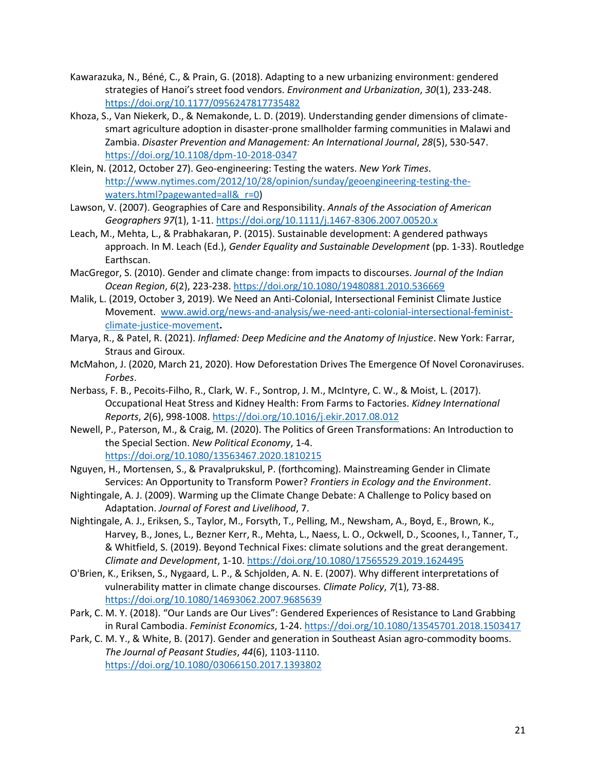Kawarazuka, N., Béné, C., & Prain, G. (2018). Adapting to a new urbanizing environment: gendered strategies of Hanoi's street food vendors. *Environment and Urbanization*, *30*(1), 233-248. https://doi.org/10.1177/0956247817735482

Khoza, S., Van Niekerk, D., & Nemakonde, L. D. (2019). Understanding gender dimensions of climate-smart agriculture adoption in disaster-prone smallholder farming communities in Malawi and Zambia. *Disaster Prevention and Management: An International Journal*, *28*(5), 530-547. https://doi.org/10.1108/dpm-10-2018-0347

Klein, N. (2012, October 27). Geo-engineering: Testing the waters. *New York Times*. http://www.nytimes.com/2012/10/28/opinion/sunday/geoengineering-testing-the-waters.html?pagewanted=all&_r=0)

Lawson, V. (2007). Geographies of Care and Responsibility. *Annals of the Association of American Geographers 97*(1), 1-11. https://doi.org/10.1111/j.1467-8306.2007.00520.x

Leach, M., Mehta, L., & Prabhakaran, P. (2015). Sustainable development: A gendered pathways approach. In M. Leach (Ed.), *Gender Equality and Sustainable Development* (pp. 1-33). Routledge Earthscan.

MacGregor, S. (2010). Gender and climate change: from impacts to discourses. *Journal of the Indian Ocean Region*, *6*(2), 223-238. https://doi.org/10.1080/19480881.2010.536669

Malik, L. (2019, October 3, 2019). We Need an Anti-Colonial, Intersectional Feminist Climate Justice Movement. www.awid.org/news-and-analysis/we-need-anti-colonial-intersectional-feminist-climate-justice-movement**.**

Marya, R., & Patel, R. (2021). *Inflamed: Deep Medicine and the Anatomy of Injustice*. New York: Farrar, Straus and Giroux.

McMahon, J. (2020, March 21, 2020). How Deforestation Drives The Emergence Of Novel Coronaviruses. *Forbes*.

Nerbass, F. B., Pecoits-Filho, R., Clark, W. F., Sontrop, J. M., McIntyre, C. W., & Moist, L. (2017). Occupational Heat Stress and Kidney Health: From Farms to Factories. *Kidney International Reports*, *2*(6), 998-1008. https://doi.org/10.1016/j.ekir.2017.08.012

Newell, P., Paterson, M., & Craig, M. (2020). The Politics of Green Transformations: An Introduction to the Special Section. *New Political Economy*, 1-4. https://doi.org/10.1080/13563467.2020.1810215

Nguyen, H., Mortensen, S., & Pravalprukskul, P. (forthcoming). Mainstreaming Gender in Climate Services: An Opportunity to Transform Power? *Frontiers in Ecology and the Environment*.

Nightingale, A. J. (2009). Warming up the Climate Change Debate: A Challenge to Policy based on Adaptation. *Journal of Forest and Livelihood*, 7.

Nightingale, A. J., Eriksen, S., Taylor, M., Forsyth, T., Pelling, M., Newsham, A., Boyd, E., Brown, K., Harvey, B., Jones, L., Bezner Kerr, R., Mehta, L., Naess, L. O., Ockwell, D., Scoones, I., Tanner, T., & Whitfield, S. (2019). Beyond Technical Fixes: climate solutions and the great derangement. *Climate and Development*, 1-10. https://doi.org/10.1080/17565529.2019.1624495

O'Brien, K., Eriksen, S., Nygaard, L. P., & Schjolden, A. N. E. (2007). Why different interpretations of vulnerability matter in climate change discourses. *Climate Policy*, *7*(1), 73-88. https://doi.org/10.1080/14693062.2007.9685639

Park, C. M. Y. (2018). "Our Lands are Our Lives": Gendered Experiences of Resistance to Land Grabbing in Rural Cambodia. *Feminist Economics*, 1-24. https://doi.org/10.1080/13545701.2018.1503417

Park, C. M. Y., & White, B. (2017). Gender and generation in Southeast Asian agro-commodity booms. *The Journal of Peasant Studies*, *44*(6), 1103-1110. https://doi.org/10.1080/03066150.2017.1393802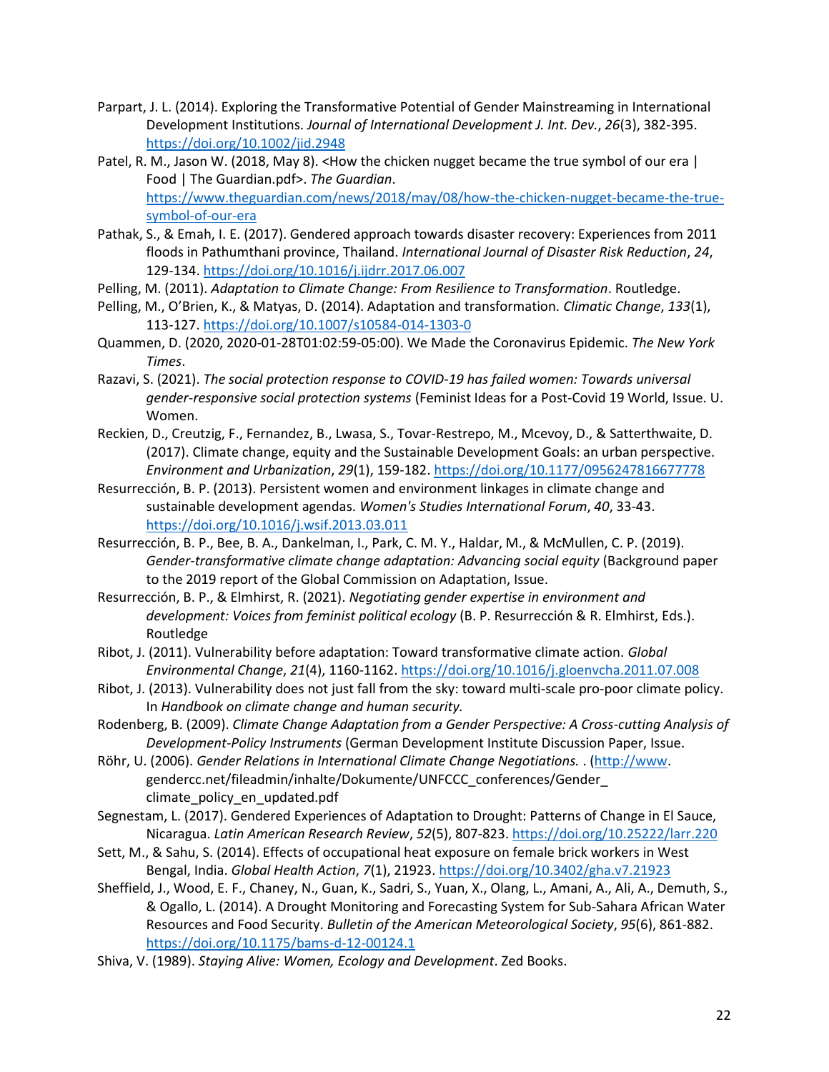Parpart, J. L. (2014). Exploring the Transformative Potential of Gender Mainstreaming in International Development Institutions. *Journal of International Development J. Int. Dev.*, *26*(3), 382-395. https://doi.org/10.1002/jid.2948

Patel, R. M., Jason W. (2018, May 8). <How the chicken nugget became the true symbol of our era | Food | The Guardian.pdf>. *The Guardian*. https://www.theguardian.com/news/2018/may/08/how-the-chicken-nugget-became-the-true-symbol-of-our-era

Pathak, S., & Emah, I. E. (2017). Gendered approach towards disaster recovery: Experiences from 2011 floods in Pathumthani province, Thailand. *International Journal of Disaster Risk Reduction*, *24*, 129-134. https://doi.org/10.1016/j.ijdrr.2017.06.007

Pelling, M. (2011). *Adaptation to Climate Change: From Resilience to Transformation*. Routledge.

Pelling, M., O'Brien, K., & Matyas, D. (2014). Adaptation and transformation. *Climatic Change*, *133*(1), 113-127. https://doi.org/10.1007/s10584-014-1303-0

Quammen, D. (2020, 2020-01-28T01:02:59-05:00). We Made the Coronavirus Epidemic. *The New York Times*.

Razavi, S. (2021). *The social protection response to COVID-19 has failed women: Towards universal gender-responsive social protection systems* (Feminist Ideas for a Post-Covid 19 World, Issue. U. Women.

Reckien, D., Creutzig, F., Fernandez, B., Lwasa, S., Tovar-Restrepo, M., Mcevoy, D., & Satterthwaite, D. (2017). Climate change, equity and the Sustainable Development Goals: an urban perspective. *Environment and Urbanization*, *29*(1), 159-182. https://doi.org/10.1177/0956247816677778

Resurrección, B. P. (2013). Persistent women and environment linkages in climate change and sustainable development agendas. *Women's Studies International Forum*, *40*, 33-43. https://doi.org/10.1016/j.wsif.2013.03.011

Resurrección, B. P., Bee, B. A., Dankelman, I., Park, C. M. Y., Haldar, M., & McMullen, C. P. (2019). *Gender-transformative climate change adaptation: Advancing social equity* (Background paper to the 2019 report of the Global Commission on Adaptation, Issue.

Resurrección, B. P., & Elmhirst, R. (2021). *Negotiating gender expertise in environment and development: Voices from feminist political ecology* (B. P. Resurrección & R. Elmhirst, Eds.). Routledge

Ribot, J. (2011). Vulnerability before adaptation: Toward transformative climate action. *Global Environmental Change*, *21*(4), 1160-1162. https://doi.org/10.1016/j.gloenvcha.2011.07.008

Ribot, J. (2013). Vulnerability does not just fall from the sky: toward multi-scale pro-poor climate policy. In *Handbook on climate change and human security.*

Rodenberg, B. (2009). *Climate Change Adaptation from a Gender Perspective: A Cross-cutting Analysis of Development-Policy Instruments* (German Development Institute Discussion Paper, Issue.

Röhr, U. (2006). *Gender Relations in International Climate Change Negotiations.* . (http://www. gendercc.net/fileadmin/inhalte/Dokumente/UNFCCC_conferences/Gender_ climate_policy_en_updated.pdf

Segnestam, L. (2017). Gendered Experiences of Adaptation to Drought: Patterns of Change in El Sauce, Nicaragua. *Latin American Research Review*, *52*(5), 807-823. https://doi.org/10.25222/larr.220

Sett, M., & Sahu, S. (2014). Effects of occupational heat exposure on female brick workers in West Bengal, India. *Global Health Action*, *7*(1), 21923. https://doi.org/10.3402/gha.v7.21923

Sheffield, J., Wood, E. F., Chaney, N., Guan, K., Sadri, S., Yuan, X., Olang, L., Amani, A., Ali, A., Demuth, S., & Ogallo, L. (2014). A Drought Monitoring and Forecasting System for Sub-Sahara African Water Resources and Food Security. *Bulletin of the American Meteorological Society*, *95*(6), 861-882. https://doi.org/10.1175/bams-d-12-00124.1

Shiva, V. (1989). *Staying Alive: Women, Ecology and Development*. Zed Books.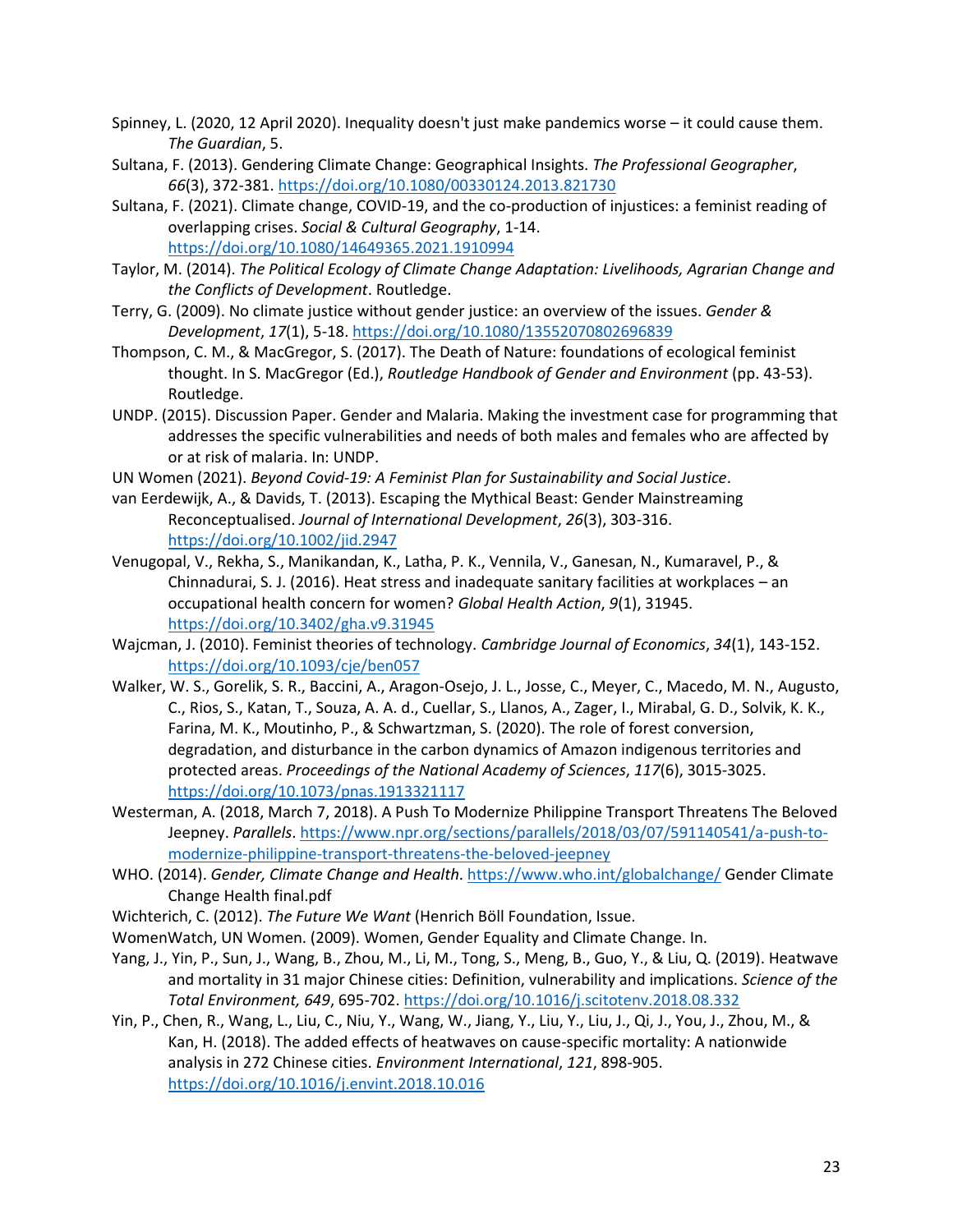Spinney, L. (2020, 12 April 2020). Inequality doesn't just make pandemics worse – it could cause them. *The Guardian*, 5.

Sultana, F. (2013). Gendering Climate Change: Geographical Insights. *The Professional Geographer*, *66*(3), 372-381. https://doi.org/10.1080/00330124.2013.821730

Sultana, F. (2021). Climate change, COVID-19, and the co-production of injustices: a feminist reading of overlapping crises. *Social & Cultural Geography*, 1-14. https://doi.org/10.1080/14649365.2021.1910994

Taylor, M. (2014). *The Political Ecology of Climate Change Adaptation: Livelihoods, Agrarian Change and the Conflicts of Development*. Routledge.

Terry, G. (2009). No climate justice without gender justice: an overview of the issues. *Gender & Development*, *17*(1), 5-18. https://doi.org/10.1080/13552070802696839

Thompson, C. M., & MacGregor, S. (2017). The Death of Nature: foundations of ecological feminist thought. In S. MacGregor (Ed.), *Routledge Handbook of Gender and Environment* (pp. 43-53). Routledge.

UNDP. (2015). Discussion Paper. Gender and Malaria. Making the investment case for programming that addresses the specific vulnerabilities and needs of both males and females who are affected by or at risk of malaria. In: UNDP.

UN Women (2021). *Beyond Covid-19: A Feminist Plan for Sustainability and Social Justice*.

van Eerdewijk, A., & Davids, T. (2013). Escaping the Mythical Beast: Gender Mainstreaming Reconceptualised. *Journal of International Development*, *26*(3), 303-316. https://doi.org/10.1002/jid.2947

Venugopal, V., Rekha, S., Manikandan, K., Latha, P. K., Vennila, V., Ganesan, N., Kumaravel, P., & Chinnadurai, S. J. (2016). Heat stress and inadequate sanitary facilities at workplaces – an occupational health concern for women? *Global Health Action*, *9*(1), 31945. https://doi.org/10.3402/gha.v9.31945

Wajcman, J. (2010). Feminist theories of technology. *Cambridge Journal of Economics*, *34*(1), 143-152. https://doi.org/10.1093/cje/ben057

Walker, W. S., Gorelik, S. R., Baccini, A., Aragon-Osejo, J. L., Josse, C., Meyer, C., Macedo, M. N., Augusto, C., Rios, S., Katan, T., Souza, A. A. d., Cuellar, S., Llanos, A., Zager, I., Mirabal, G. D., Solvik, K. K., Farina, M. K., Moutinho, P., & Schwartzman, S. (2020). The role of forest conversion, degradation, and disturbance in the carbon dynamics of Amazon indigenous territories and protected areas. *Proceedings of the National Academy of Sciences*, *117*(6), 3015-3025. https://doi.org/10.1073/pnas.1913321117

Westerman, A. (2018, March 7, 2018). A Push To Modernize Philippine Transport Threatens The Beloved Jeepney. *Parallels*. https://www.npr.org/sections/parallels/2018/03/07/591140541/a-push-to-modernize-philippine-transport-threatens-the-beloved-jeepney

WHO. (2014). *Gender, Climate Change and Health*. https://www.who.int/globalchange/ Gender Climate Change Health final.pdf

Wichterich, C. (2012). *The Future We Want* (Henrich Böll Foundation, Issue.

WomenWatch, UN Women. (2009). Women, Gender Equality and Climate Change. In.

Yang, J., Yin, P., Sun, J., Wang, B., Zhou, M., Li, M., Tong, S., Meng, B., Guo, Y., & Liu, Q. (2019). Heatwave and mortality in 31 major Chinese cities: Definition, vulnerability and implications. *Science of the Total Environment, 649*, 695-702. https://doi.org/10.1016/j.scitotenv.2018.08.332

Yin, P., Chen, R., Wang, L., Liu, C., Niu, Y., Wang, W., Jiang, Y., Liu, Y., Liu, J., Qi, J., You, J., Zhou, M., & Kan, H. (2018). The added effects of heatwaves on cause-specific mortality: A nationwide analysis in 272 Chinese cities. *Environment International*, *121*, 898-905. https://doi.org/10.1016/j.envint.2018.10.016